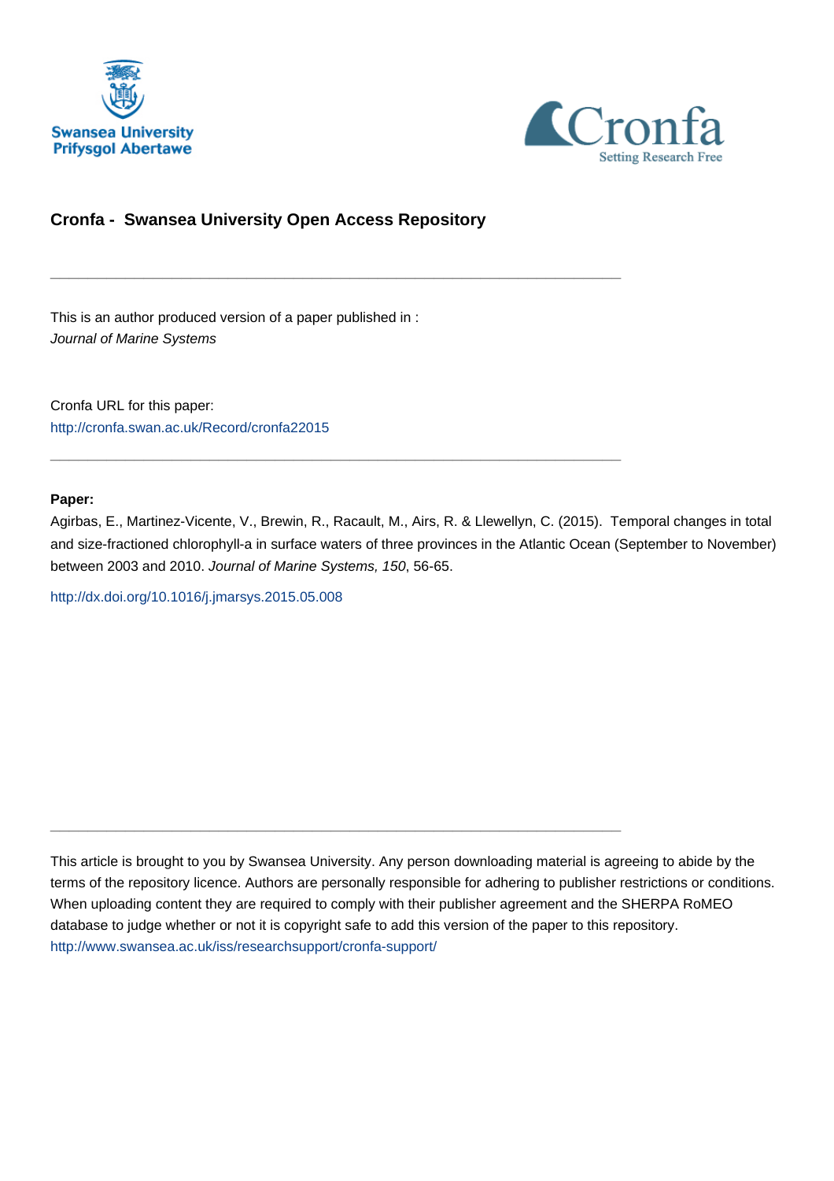Swansea University
Prifysgol Abertawe

Cronfa
Setting Research Free

## Cronfa - Swansea University Open Access Repository

---

This is an author produced version of a paper published in :
*Journal of Marine Systems*

Cronfa URL for this paper:
http://cronfa.swan.ac.uk/Record/cronfa22015

---

**Paper:**

Agirbas, E., Martinez-Vicente, V., Brewin, R., Racault, M., Airs, R. & Llewellyn, C. (2015). Temporal changes in total and size-fractioned chlorophyll-a in surface waters of three provinces in the Atlantic Ocean (September to November) between 2003 and 2010. *Journal of Marine Systems, 150*, 56-65.

http://dx.doi.org/10.1016/j.jmarsys.2015.05.008

---

This article is brought to you by Swansea University. Any person downloading material is agreeing to abide by the terms of the repository licence. Authors are personally responsible for adhering to publisher restrictions or conditions. When uploading content they are required to comply with their publisher agreement and the SHERPA RoMEO database to judge whether or not it is copyright safe to add this version of the paper to this repository.
http://www.swansea.ac.uk/iss/researchsupport/cronfa-support/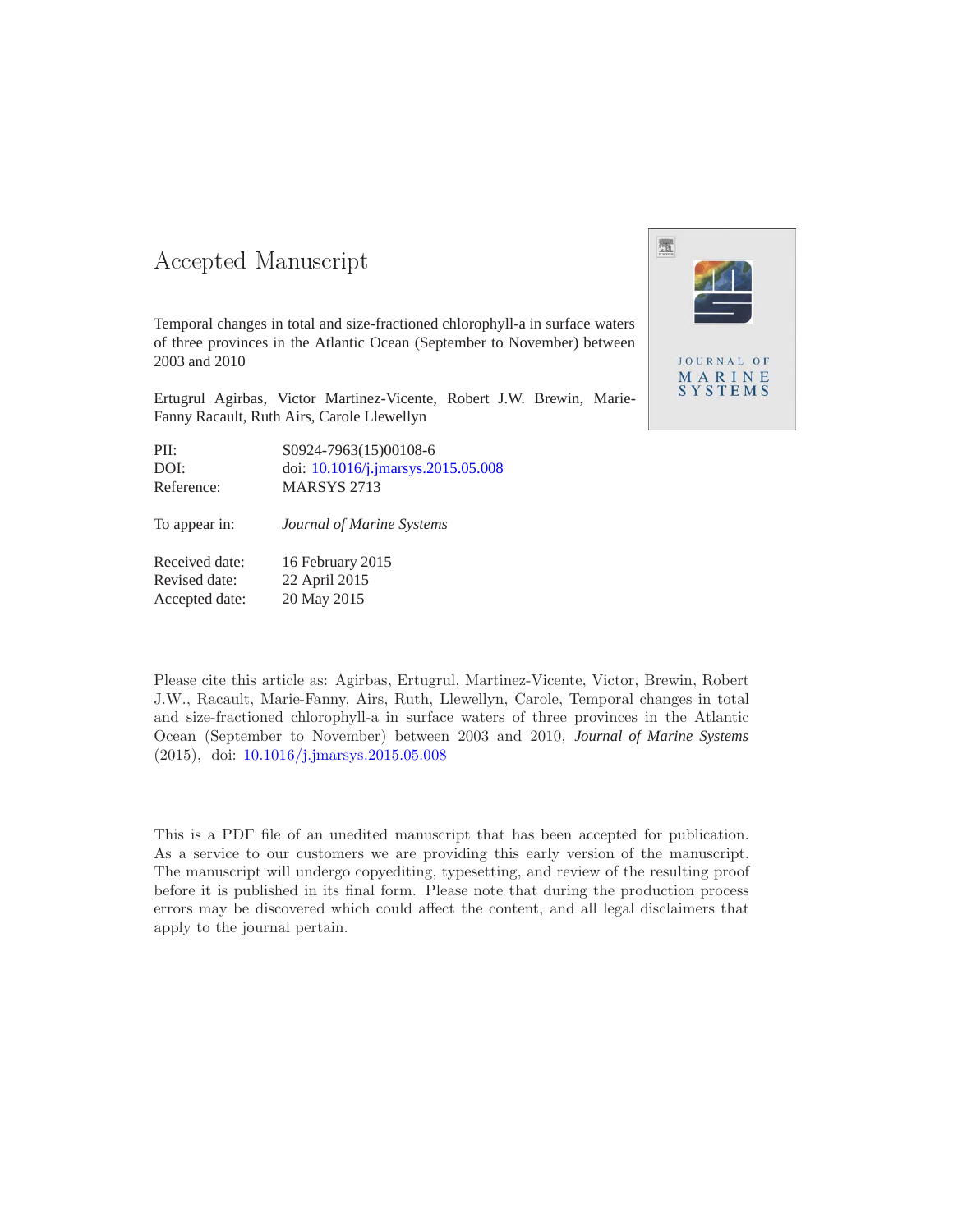# Accepted Manuscript

Temporal changes in total and size-fractioned chlorophyll-a in surface waters of three provinces in the Atlantic Ocean (September to November) between 2003 and 2010

Ertugrul Agirbas, Victor Martinez-Vicente, Robert J.W. Brewin, Marie-Fanny Racault, Ruth Airs, Carole Llewellyn

| | |
|---|---|
| PII: | S0924-7963(15)00108-6 |
| DOI: | doi: 10.1016/j.jmarsys.2015.05.008 |
| Reference: | MARSYS 2713 |
| To appear in: | *Journal of Marine Systems* |
| Received date: | 16 February 2015 |
| Revised date: | 22 April 2015 |
| Accepted date: | 20 May 2015 |

Please cite this article as: Agirbas, Ertugrul, Martinez-Vicente, Victor, Brewin, Robert J.W., Racault, Marie-Fanny, Airs, Ruth, Llewellyn, Carole, Temporal changes in total and size-fractioned chlorophyll-a in surface waters of three provinces in the Atlantic Ocean (September to November) between 2003 and 2010, *Journal of Marine Systems* (2015), doi: 10.1016/j.jmarsys.2015.05.008

This is a PDF file of an unedited manuscript that has been accepted for publication. As a service to our customers we are providing this early version of the manuscript. The manuscript will undergo copyediting, typesetting, and review of the resulting proof before it is published in its final form. Please note that during the production process errors may be discovered which could affect the content, and all legal disclaimers that apply to the journal pertain.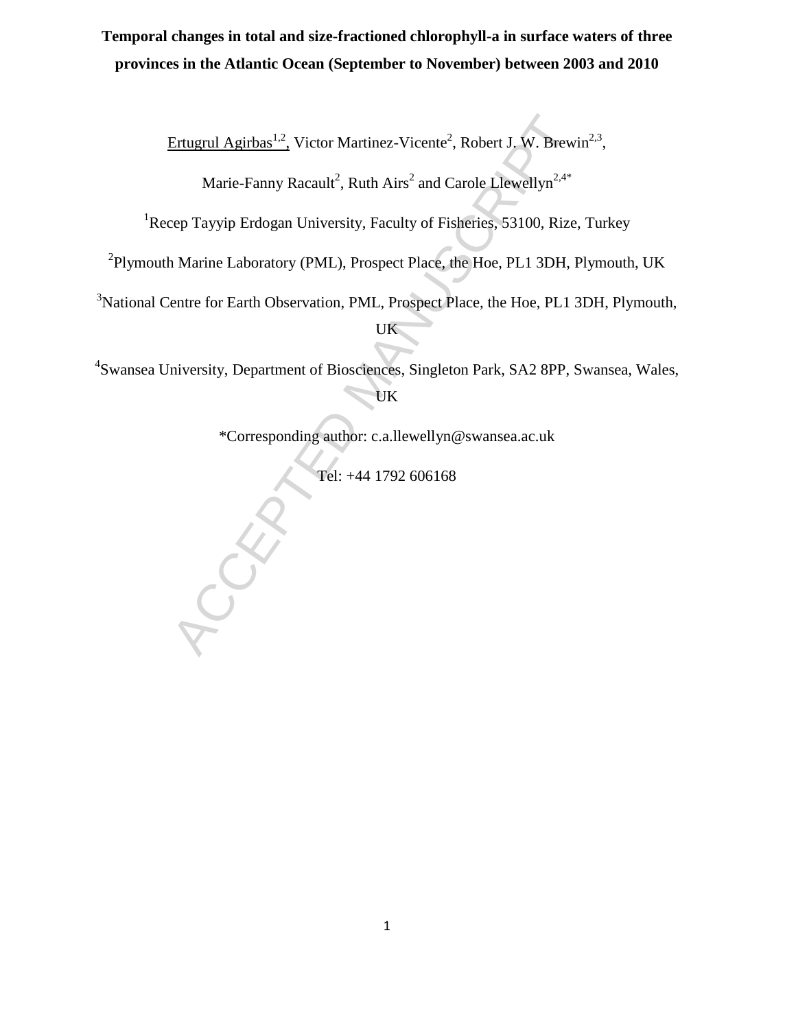# Temporal changes in total and size-fractioned chlorophyll-a in surface waters of three provinces in the Atlantic Ocean (September to November) between 2003 and 2010

Ertugrul Agirbas[1,2], Victor Martinez-Vicente[2], Robert J. W. Brewin[2,3], Marie-Fanny Racault[2], Ruth Airs[2] and Carole Llewellyn[2,4*]

[1]Recep Tayyip Erdogan University, Faculty of Fisheries, 53100, Rize, Turkey

[2]Plymouth Marine Laboratory (PML), Prospect Place, the Hoe, PL1 3DH, Plymouth, UK

[3]National Centre for Earth Observation, PML, Prospect Place, the Hoe, PL1 3DH, Plymouth, UK

[4]Swansea University, Department of Biosciences, Singleton Park, SA2 8PP, Swansea, Wales, UK

*Corresponding author: c.a.llewellyn@swansea.ac.uk

Tel: +44 1792 606168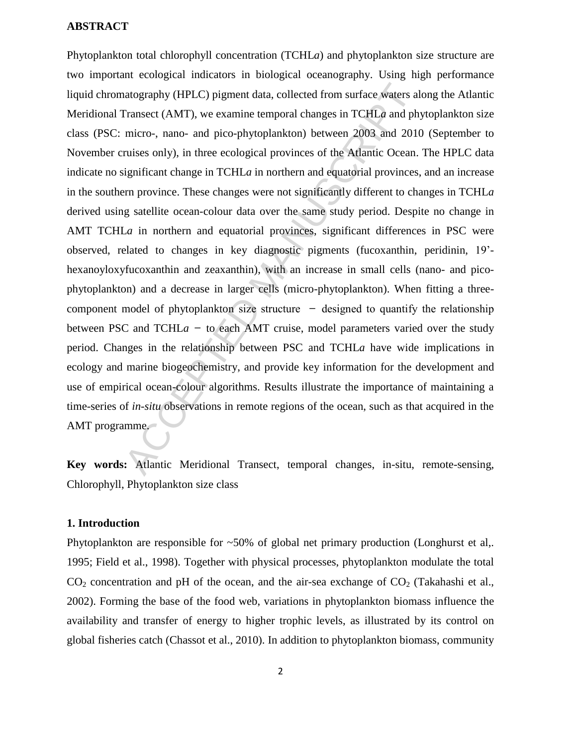## ABSTRACT

Phytoplankton total chlorophyll concentration (TCHL*a*) and phytoplankton size structure are two important ecological indicators in biological oceanography. Using high performance liquid chromatography (HPLC) pigment data, collected from surface waters along the Atlantic Meridional Transect (AMT), we examine temporal changes in TCHL*a* and phytoplankton size class (PSC: micro-, nano- and pico-phytoplankton) between 2003 and 2010 (September to November cruises only), in three ecological provinces of the Atlantic Ocean. The HPLC data indicate no significant change in TCHL*a* in northern and equatorial provinces, and an increase in the southern province. These changes were not significantly different to changes in TCHL*a* derived using satellite ocean-colour data over the same study period. Despite no change in AMT TCHL*a* in northern and equatorial provinces, significant differences in PSC were observed, related to changes in key diagnostic pigments (fucoxanthin, peridinin, 19'-hexanoyloxyfucoxanthin and zeaxanthin), with an increase in small cells (nano- and pico-phytoplankton) and a decrease in larger cells (micro-phytoplankton). When fitting a three-component model of phytoplankton size structure − designed to quantify the relationship between PSC and TCHL*a* − to each AMT cruise, model parameters varied over the study period. Changes in the relationship between PSC and TCHL*a* have wide implications in ecology and marine biogeochemistry, and provide key information for the development and use of empirical ocean-colour algorithms. Results illustrate the importance of maintaining a time-series of *in-situ* observations in remote regions of the ocean, such as that acquired in the AMT programme.

**Key words:** Atlantic Meridional Transect, temporal changes, in-situ, remote-sensing, Chlorophyll, Phytoplankton size class

## 1. Introduction

Phytoplankton are responsible for ~50% of global net primary production (Longhurst et al,. 1995; Field et al., 1998). Together with physical processes, phytoplankton modulate the total $CO_2$ concentration and pH of the ocean, and the air-sea exchange of $CO_2$ (Takahashi et al., 2002). Forming the base of the food web, variations in phytoplankton biomass influence the availability and transfer of energy to higher trophic levels, as illustrated by its control on global fisheries catch (Chassot et al., 2010). In addition to phytoplankton biomass, community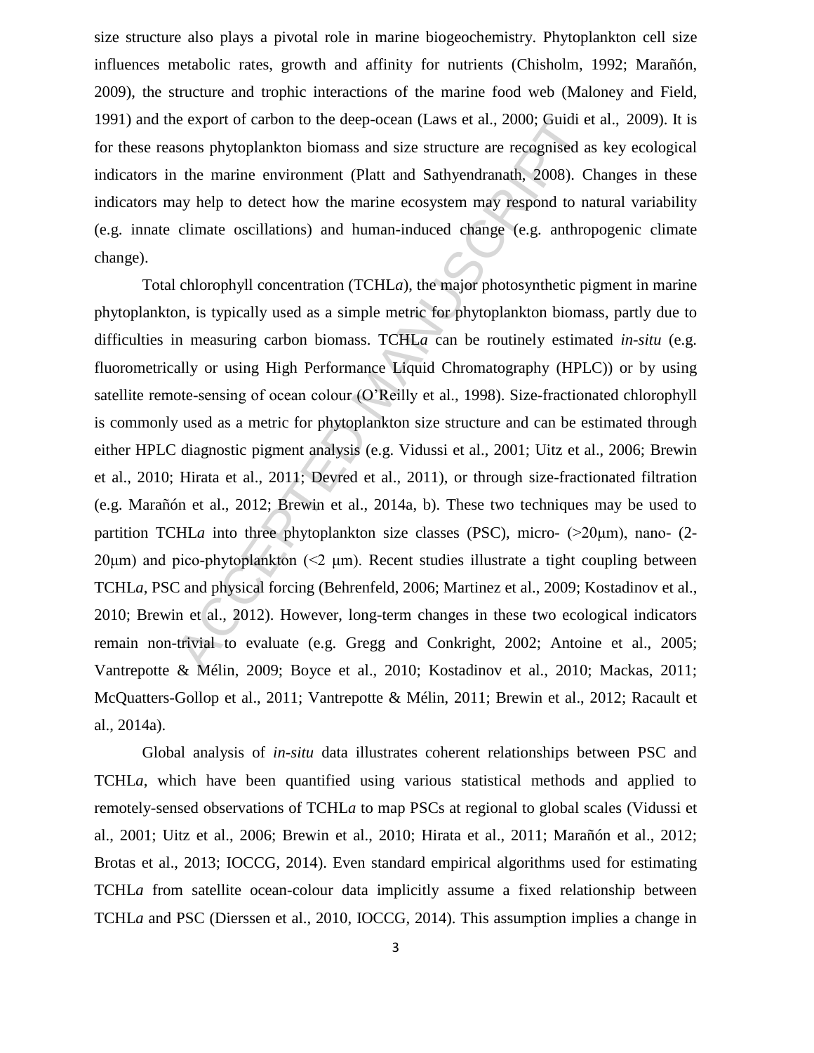size structure also plays a pivotal role in marine biogeochemistry. Phytoplankton cell size influences metabolic rates, growth and affinity for nutrients (Chisholm, 1992; Marañón, 2009), the structure and trophic interactions of the marine food web (Maloney and Field, 1991) and the export of carbon to the deep-ocean (Laws et al., 2000; Guidi et al., 2009). It is for these reasons phytoplankton biomass and size structure are recognised as key ecological indicators in the marine environment (Platt and Sathyendranath, 2008). Changes in these indicators may help to detect how the marine ecosystem may respond to natural variability (e.g. innate climate oscillations) and human-induced change (e.g. anthropogenic climate change).

Total chlorophyll concentration (TCHL*a*), the major photosynthetic pigment in marine phytoplankton, is typically used as a simple metric for phytoplankton biomass, partly due to difficulties in measuring carbon biomass. TCHL*a* can be routinely estimated *in-situ* (e.g. fluorometrically or using High Performance Liquid Chromatography (HPLC)) or by using satellite remote-sensing of ocean colour (O'Reilly et al., 1998). Size-fractionated chlorophyll is commonly used as a metric for phytoplankton size structure and can be estimated through either HPLC diagnostic pigment analysis (e.g. Vidussi et al., 2001; Uitz et al., 2006; Brewin et al., 2010; Hirata et al., 2011; Devred et al., 2011), or through size-fractionated filtration (e.g. Marañón et al., 2012; Brewin et al., 2014a, b). These two techniques may be used to partition TCHL*a* into three phytoplankton size classes (PSC), micro- (>20μm), nano- (2-20μm) and pico-phytoplankton (<2 μm). Recent studies illustrate a tight coupling between TCHL*a*, PSC and physical forcing (Behrenfeld, 2006; Martinez et al., 2009; Kostadinov et al., 2010; Brewin et al., 2012). However, long-term changes in these two ecological indicators remain non-trivial to evaluate (e.g. Gregg and Conkright, 2002; Antoine et al., 2005; Vantrepotte & Mélin, 2009; Boyce et al., 2010; Kostadinov et al., 2010; Mackas, 2011; McQuatters-Gollop et al., 2011; Vantrepotte & Mélin, 2011; Brewin et al., 2012; Racault et al., 2014a).

Global analysis of *in-situ* data illustrates coherent relationships between PSC and TCHL*a*, which have been quantified using various statistical methods and applied to remotely-sensed observations of TCHL*a* to map PSCs at regional to global scales (Vidussi et al., 2001; Uitz et al., 2006; Brewin et al., 2010; Hirata et al., 2011; Marañón et al., 2012; Brotas et al., 2013; IOCCG, 2014). Even standard empirical algorithms used for estimating TCHL*a* from satellite ocean-colour data implicitly assume a fixed relationship between TCHL*a* and PSC (Dierssen et al., 2010, IOCCG, 2014). This assumption implies a change in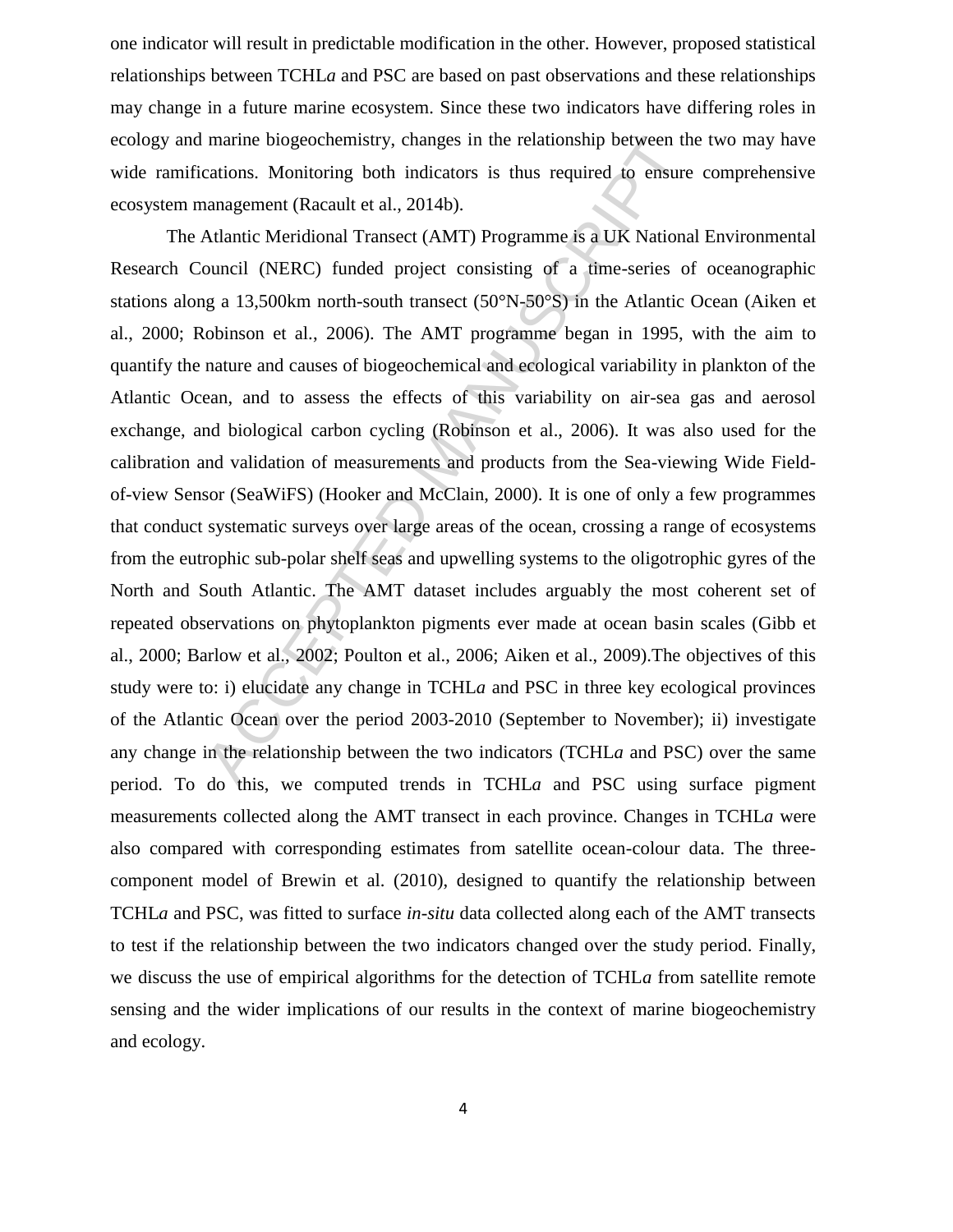one indicator will result in predictable modification in the other. However, proposed statistical relationships between TCHL*a* and PSC are based on past observations and these relationships may change in a future marine ecosystem. Since these two indicators have differing roles in ecology and marine biogeochemistry, changes in the relationship between the two may have wide ramifications. Monitoring both indicators is thus required to ensure comprehensive ecosystem management (Racault et al., 2014b).

The Atlantic Meridional Transect (AMT) Programme is a UK National Environmental Research Council (NERC) funded project consisting of a time-series of oceanographic stations along a 13,500km north-south transect (50°N-50°S) in the Atlantic Ocean (Aiken et al., 2000; Robinson et al., 2006). The AMT programme began in 1995, with the aim to quantify the nature and causes of biogeochemical and ecological variability in plankton of the Atlantic Ocean, and to assess the effects of this variability on air-sea gas and aerosol exchange, and biological carbon cycling (Robinson et al., 2006). It was also used for the calibration and validation of measurements and products from the Sea-viewing Wide Field-of-view Sensor (SeaWiFS) (Hooker and McClain, 2000). It is one of only a few programmes that conduct systematic surveys over large areas of the ocean, crossing a range of ecosystems from the eutrophic sub-polar shelf seas and upwelling systems to the oligotrophic gyres of the North and South Atlantic. The AMT dataset includes arguably the most coherent set of repeated observations on phytoplankton pigments ever made at ocean basin scales (Gibb et al., 2000; Barlow et al., 2002; Poulton et al., 2006; Aiken et al., 2009).The objectives of this study were to: i) elucidate any change in TCHL*a* and PSC in three key ecological provinces of the Atlantic Ocean over the period 2003-2010 (September to November); ii) investigate any change in the relationship between the two indicators (TCHL*a* and PSC) over the same period. To do this, we computed trends in TCHL*a* and PSC using surface pigment measurements collected along the AMT transect in each province. Changes in TCHL*a* were also compared with corresponding estimates from satellite ocean-colour data. The three-component model of Brewin et al. (2010), designed to quantify the relationship between TCHL*a* and PSC, was fitted to surface *in-situ* data collected along each of the AMT transects to test if the relationship between the two indicators changed over the study period. Finally, we discuss the use of empirical algorithms for the detection of TCHL*a* from satellite remote sensing and the wider implications of our results in the context of marine biogeochemistry and ecology.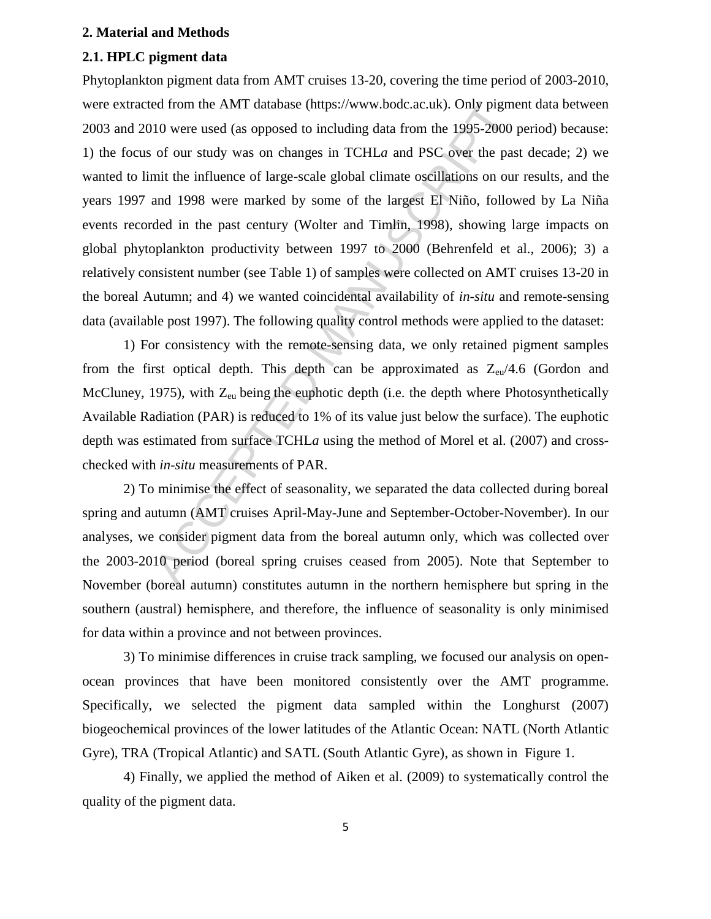## 2. Material and Methods

### 2.1. HPLC pigment data

Phytoplankton pigment data from AMT cruises 13-20, covering the time period of 2003-2010, were extracted from the AMT database (https://www.bodc.ac.uk). Only pigment data between 2003 and 2010 were used (as opposed to including data from the 1995-2000 period) because: 1) the focus of our study was on changes in TCHL*a* and PSC over the past decade; 2) we wanted to limit the influence of large-scale global climate oscillations on our results, and the years 1997 and 1998 were marked by some of the largest El Niño, followed by La Niña events recorded in the past century (Wolter and Timlin, 1998), showing large impacts on global phytoplankton productivity between 1997 to 2000 (Behrenfeld et al., 2006); 3) a relatively consistent number (see Table 1) of samples were collected on AMT cruises 13-20 in the boreal Autumn; and 4) we wanted coincidental availability of *in-situ* and remote-sensing data (available post 1997). The following quality control methods were applied to the dataset:

1) For consistency with the remote-sensing data, we only retained pigment samples from the first optical depth. This depth can be approximated as $Z_{eu}/4.6$ (Gordon and McCluney, 1975), with $Z_{eu}$ being the euphotic depth (i.e. the depth where Photosynthetically Available Radiation (PAR) is reduced to 1% of its value just below the surface). The euphotic depth was estimated from surface TCHL*a* using the method of Morel et al. (2007) and cross-checked with *in-situ* measurements of PAR.

2) To minimise the effect of seasonality, we separated the data collected during boreal spring and autumn (AMT cruises April-May-June and September-October-November). In our analyses, we consider pigment data from the boreal autumn only, which was collected over the 2003-2010 period (boreal spring cruises ceased from 2005). Note that September to November (boreal autumn) constitutes autumn in the northern hemisphere but spring in the southern (austral) hemisphere, and therefore, the influence of seasonality is only minimised for data within a province and not between provinces.

3) To minimise differences in cruise track sampling, we focused our analysis on open-ocean provinces that have been monitored consistently over the AMT programme. Specifically, we selected the pigment data sampled within the Longhurst (2007) biogeochemical provinces of the lower latitudes of the Atlantic Ocean: NATL (North Atlantic Gyre), TRA (Tropical Atlantic) and SATL (South Atlantic Gyre), as shown in Figure 1.

4) Finally, we applied the method of Aiken et al. (2009) to systematically control the quality of the pigment data.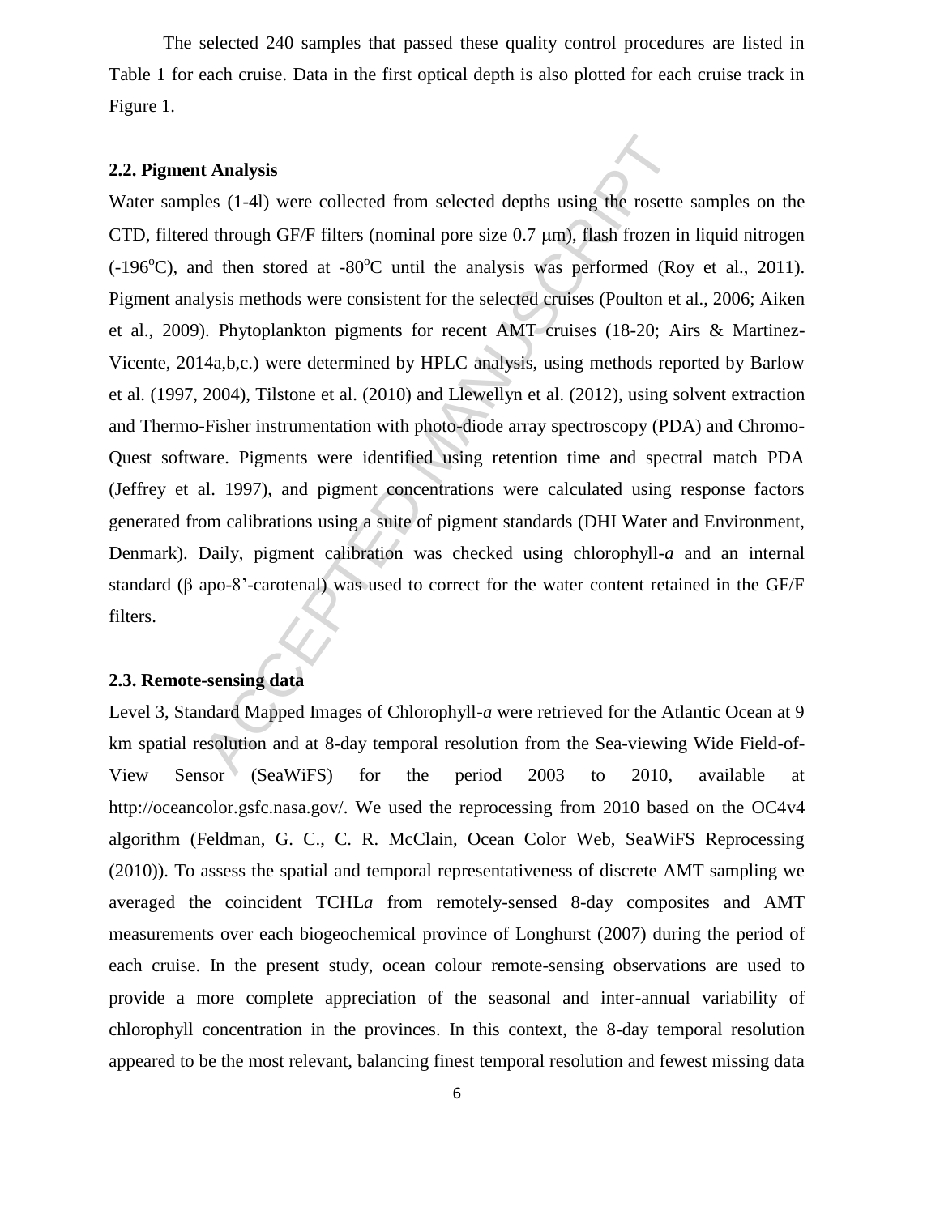The selected 240 samples that passed these quality control procedures are listed in Table 1 for each cruise. Data in the first optical depth is also plotted for each cruise track in Figure 1.

### 2.2. Pigment Analysis

Water samples (1-4l) were collected from selected depths using the rosette samples on the CTD, filtered through GF/F filters (nominal pore size 0.7 μm), flash frozen in liquid nitrogen (-196$^{o}$C), and then stored at -80$^{o}$C until the analysis was performed (Roy et al., 2011). Pigment analysis methods were consistent for the selected cruises (Poulton et al., 2006; Aiken et al., 2009). Phytoplankton pigments for recent AMT cruises (18-20; Airs & Martinez-Vicente, 2014a,b,c.) were determined by HPLC analysis, using methods reported by Barlow et al. (1997, 2004), Tilstone et al. (2010) and Llewellyn et al. (2012), using solvent extraction and Thermo-Fisher instrumentation with photo-diode array spectroscopy (PDA) and Chromo-Quest software. Pigments were identified using retention time and spectral match PDA (Jeffrey et al. 1997), and pigment concentrations were calculated using response factors generated from calibrations using a suite of pigment standards (DHI Water and Environment, Denmark). Daily, pigment calibration was checked using chlorophyll-*a* and an internal standard (β apo-8'-carotenal) was used to correct for the water content retained in the GF/F filters.

### 2.3. Remote-sensing data

Level 3, Standard Mapped Images of Chlorophyll-*a* were retrieved for the Atlantic Ocean at 9 km spatial resolution and at 8-day temporal resolution from the Sea-viewing Wide Field-of-View Sensor (SeaWiFS) for the period 2003 to 2010, available at http://oceancolor.gsfc.nasa.gov/. We used the reprocessing from 2010 based on the OC4v4 algorithm (Feldman, G. C., C. R. McClain, Ocean Color Web, SeaWiFS Reprocessing (2010)). To assess the spatial and temporal representativeness of discrete AMT sampling we averaged the coincident TCHL*a* from remotely-sensed 8-day composites and AMT measurements over each biogeochemical province of Longhurst (2007) during the period of each cruise. In the present study, ocean colour remote-sensing observations are used to provide a more complete appreciation of the seasonal and inter-annual variability of chlorophyll concentration in the provinces. In this context, the 8-day temporal resolution appeared to be the most relevant, balancing finest temporal resolution and fewest missing data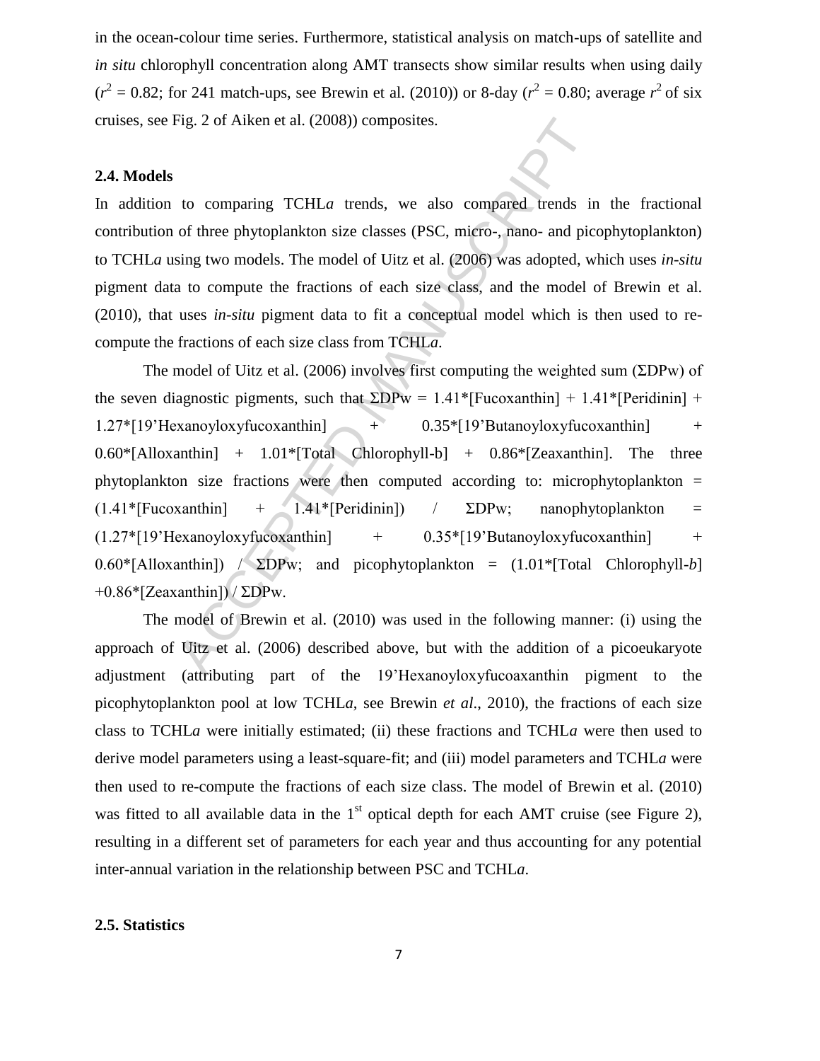in the ocean-colour time series. Furthermore, statistical analysis on match-ups of satellite and *in situ* chlorophyll concentration along AMT transects show similar results when using daily ($r^2 = 0.82$; for 241 match-ups, see Brewin et al. (2010)) or 8-day ($r^2 = 0.80$; average $r^2$ of six cruises, see Fig. 2 of Aiken et al. (2008)) composites.

### 2.4. Models

In addition to comparing TCHL*a* trends, we also compared trends in the fractional contribution of three phytoplankton size classes (PSC, micro-, nano- and picophytoplankton) to TCHL*a* using two models. The model of Uitz et al. (2006) was adopted, which uses *in-situ* pigment data to compute the fractions of each size class, and the model of Brewin et al. (2010), that uses *in-situ* pigment data to fit a conceptual model which is then used to re-compute the fractions of each size class from TCHL*a*.

The model of Uitz et al. (2006) involves first computing the weighted sum (ΣDPw) of the seven diagnostic pigments, such that ΣDPw = 1.41*[Fucoxanthin] + 1.41*[Peridinin] + 1.27*[19'Hexanoyloxyfucoxanthin] + 0.35*[19'Butanoyloxyfucoxanthin] + 0.60*[Alloxanthin] + 1.01*[Total Chlorophyll-b] + 0.86*[Zeaxanthin]. The three phytoplankton size fractions were then computed according to: microphytoplankton = (1.41*[Fucoxanthin] + 1.41*[Peridinin]) / ΣDPw; nanophytoplankton = (1.27*[19'Hexanoyloxyfucoxanthin] + 0.35*[19'Butanoyloxyfucoxanthin] + 0.60*[Alloxanthin]) / ΣDPw; and picophytoplankton = (1.01*[Total Chlorophyll-*b*] +0.86*[Zeaxanthin]) / ΣDPw.

The model of Brewin et al. (2010) was used in the following manner: (i) using the approach of Uitz et al. (2006) described above, but with the addition of a picoeukaryote adjustment (attributing part of the 19'Hexanoyloxyfucoaxanthin pigment to the picophytoplankton pool at low TCHL*a*, see Brewin *et al*., 2010), the fractions of each size class to TCHL*a* were initially estimated; (ii) these fractions and TCHL*a* were then used to derive model parameters using a least-square-fit; and (iii) model parameters and TCHL*a* were then used to re-compute the fractions of each size class. The model of Brewin et al. (2010) was fitted to all available data in the 1$^{st}$ optical depth for each AMT cruise (see Figure 2), resulting in a different set of parameters for each year and thus accounting for any potential inter-annual variation in the relationship between PSC and TCHL*a*.

### 2.5. Statistics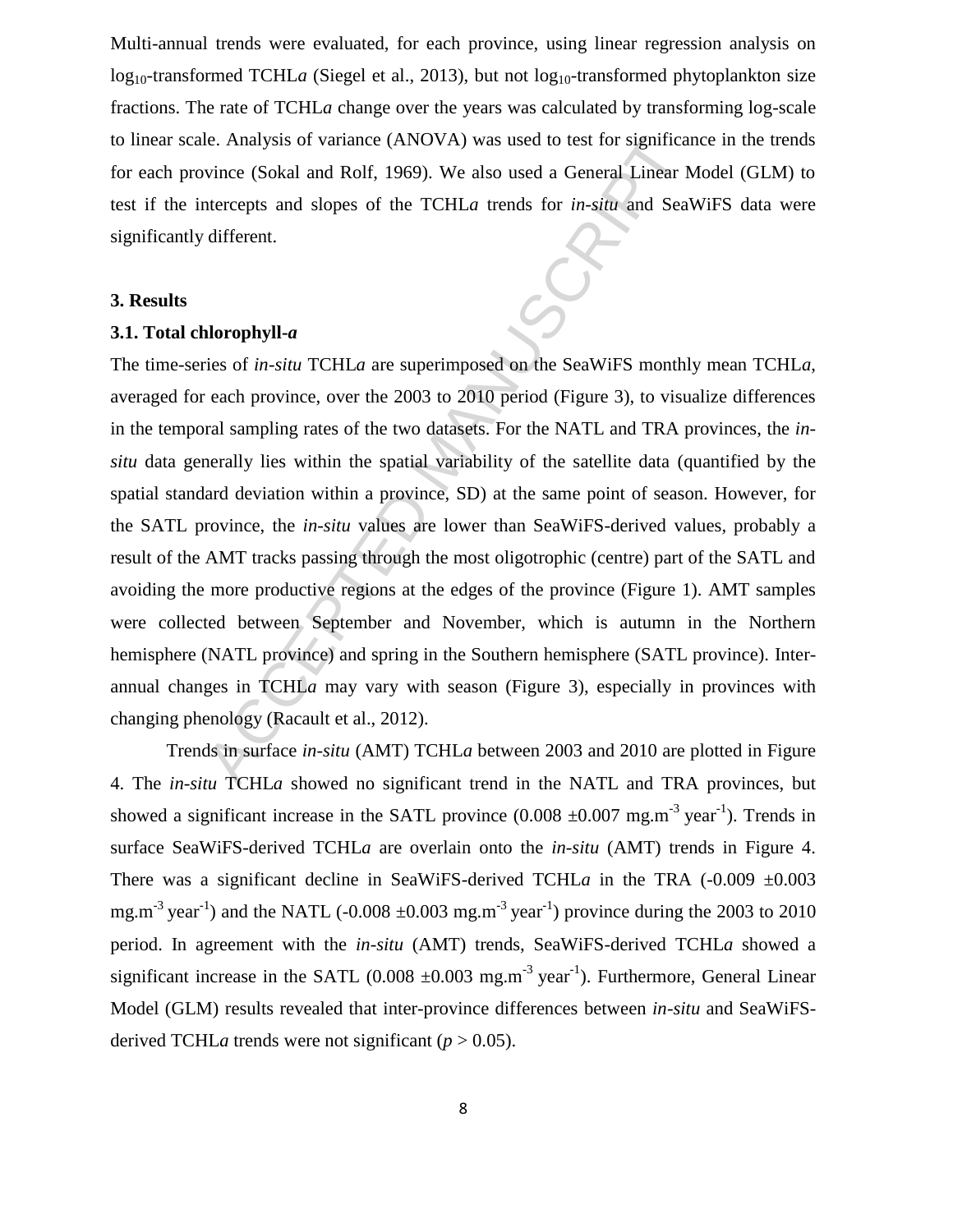Multi-annual trends were evaluated, for each province, using linear regression analysis on $\log_{10}$-transformed TCHL*a* (Siegel et al., 2013), but not $\log_{10}$-transformed phytoplankton size fractions. The rate of TCHL*a* change over the years was calculated by transforming log-scale to linear scale. Analysis of variance (ANOVA) was used to test for significance in the trends for each province (Sokal and Rolf, 1969). We also used a General Linear Model (GLM) to test if the intercepts and slopes of the TCHL*a* trends for *in-situ* and SeaWiFS data were significantly different.

## 3. Results

### 3.1. Total chlorophyll-*a*

The time-series of *in-situ* TCHL*a* are superimposed on the SeaWiFS monthly mean TCHL*a*, averaged for each province, over the 2003 to 2010 period (Figure 3), to visualize differences in the temporal sampling rates of the two datasets. For the NATL and TRA provinces, the *in-situ* data generally lies within the spatial variability of the satellite data (quantified by the spatial standard deviation within a province, SD) at the same point of season. However, for the SATL province, the *in-situ* values are lower than SeaWiFS-derived values, probably a result of the AMT tracks passing through the most oligotrophic (centre) part of the SATL and avoiding the more productive regions at the edges of the province (Figure 1). AMT samples were collected between September and November, which is autumn in the Northern hemisphere (NATL province) and spring in the Southern hemisphere (SATL province). Inter-annual changes in TCHL*a* may vary with season (Figure 3), especially in provinces with changing phenology (Racault et al., 2012).

Trends in surface *in-situ* (AMT) TCHL*a* between 2003 and 2010 are plotted in Figure 4. The *in-situ* TCHL*a* showed no significant trend in the NATL and TRA provinces, but showed a significant increase in the SATL province (0.008 $\pm$0.007 mg.m$^{-3}$ year$^{-1}$). Trends in surface SeaWiFS-derived TCHL*a* are overlain onto the *in-situ* (AMT) trends in Figure 4. There was a significant decline in SeaWiFS-derived TCHL*a* in the TRA (-0.009 $\pm$0.003 mg.m$^{-3}$ year$^{-1}$) and the NATL (-0.008 $\pm$0.003 mg.m$^{-3}$ year$^{-1}$) province during the 2003 to 2010 period. In agreement with the *in-situ* (AMT) trends, SeaWiFS-derived TCHL*a* showed a significant increase in the SATL (0.008 $\pm$0.003 mg.m$^{-3}$ year$^{-1}$). Furthermore, General Linear Model (GLM) results revealed that inter-province differences between *in-situ* and SeaWiFS-derived TCHL*a* trends were not significant ($p > 0.05$).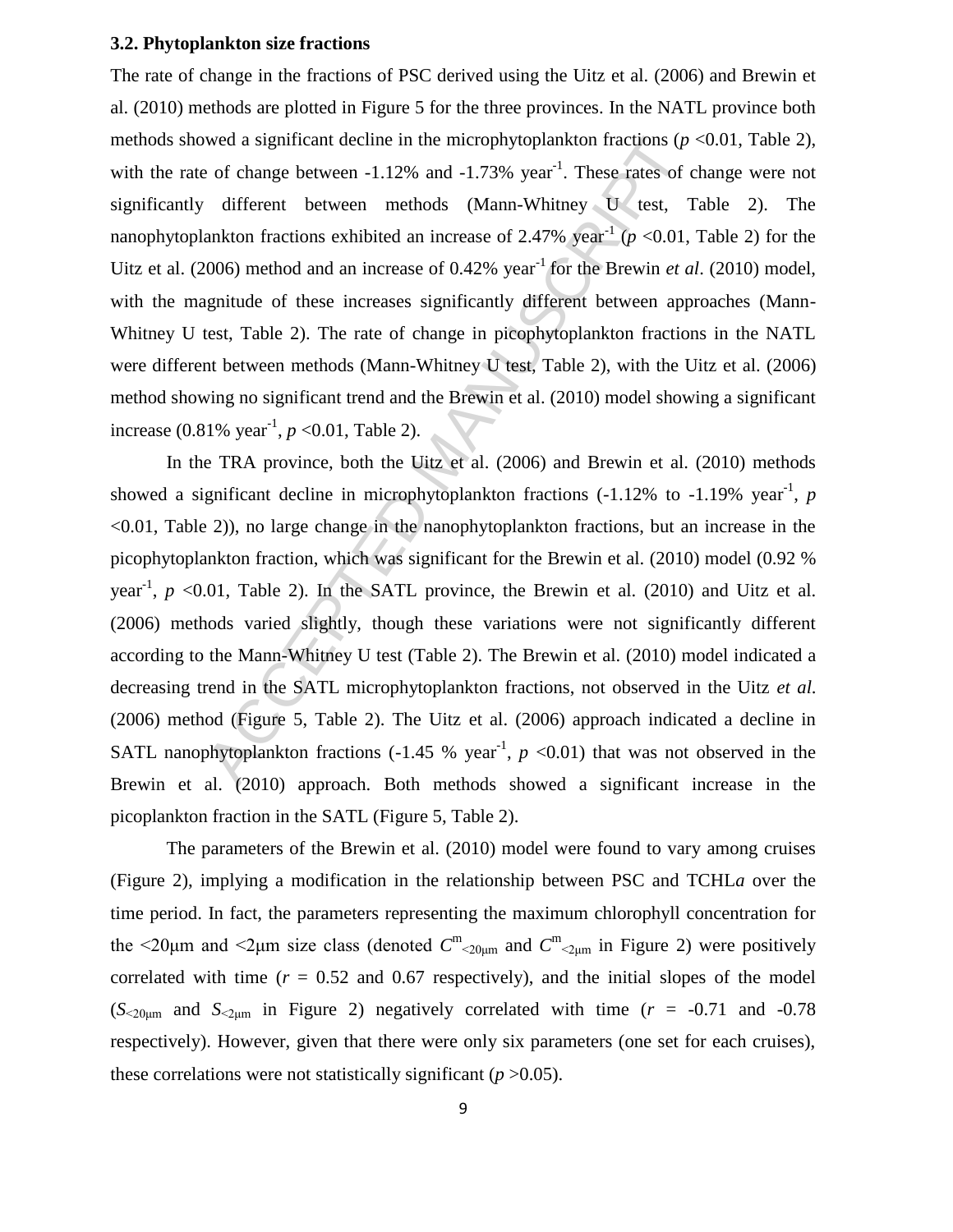### 3.2. Phytoplankton size fractions

The rate of change in the fractions of PSC derived using the Uitz et al. (2006) and Brewin et al. (2010) methods are plotted in Figure 5 for the three provinces. In the NATL province both methods showed a significant decline in the microphytoplankton fractions ($p$ <0.01, Table 2), with the rate of change between -1.12% and -1.73% year$^{-1}$. These rates of change were not significantly different between methods (Mann-Whitney U test, Table 2). The nanophytoplankton fractions exhibited an increase of 2.47% year$^{-1}$ ($p$ <0.01, Table 2) for the Uitz et al. (2006) method and an increase of 0.42% year$^{-1}$ for the Brewin *et al*. (2010) model, with the magnitude of these increases significantly different between approaches (Mann-Whitney U test, Table 2). The rate of change in picophytoplankton fractions in the NATL were different between methods (Mann-Whitney U test, Table 2), with the Uitz et al. (2006) method showing no significant trend and the Brewin et al. (2010) model showing a significant increase (0.81% year$^{-1}$, $p$ <0.01, Table 2).

In the TRA province, both the Uitz et al. (2006) and Brewin et al. (2010) methods showed a significant decline in microphytoplankton fractions (-1.12% to -1.19% year$^{-1}$, $p$ <0.01, Table 2)), no large change in the nanophytoplankton fractions, but an increase in the picophytoplankton fraction, which was significant for the Brewin et al. (2010) model (0.92 % year$^{-1}$, $p$ <0.01, Table 2). In the SATL province, the Brewin et al. (2010) and Uitz et al. (2006) methods varied slightly, though these variations were not significantly different according to the Mann-Whitney U test (Table 2). The Brewin et al. (2010) model indicated a decreasing trend in the SATL microphytoplankton fractions, not observed in the Uitz *et al.* (2006) method (Figure 5, Table 2). The Uitz et al. (2006) approach indicated a decline in SATL nanophytoplankton fractions (-1.45 % year$^{-1}$, $p$ <0.01) that was not observed in the Brewin et al. (2010) approach. Both methods showed a significant increase in the picoplankton fraction in the SATL (Figure 5, Table 2).

The parameters of the Brewin et al. (2010) model were found to vary among cruises (Figure 2), implying a modification in the relationship between PSC and TCHL*a* over the time period. In fact, the parameters representing the maximum chlorophyll concentration for the <20μm and <2μm size class (denoted $C^{m}_{<20\mu m}$ and $C^{m}_{<2\mu m}$ in Figure 2) were positively correlated with time ($r$ = 0.52 and 0.67 respectively), and the initial slopes of the model ($S_{<20\mu m}$ and $S_{<2\mu m}$ in Figure 2) negatively correlated with time ($r$ = -0.71 and -0.78 respectively). However, given that there were only six parameters (one set for each cruises), these correlations were not statistically significant ($p$ >0.05).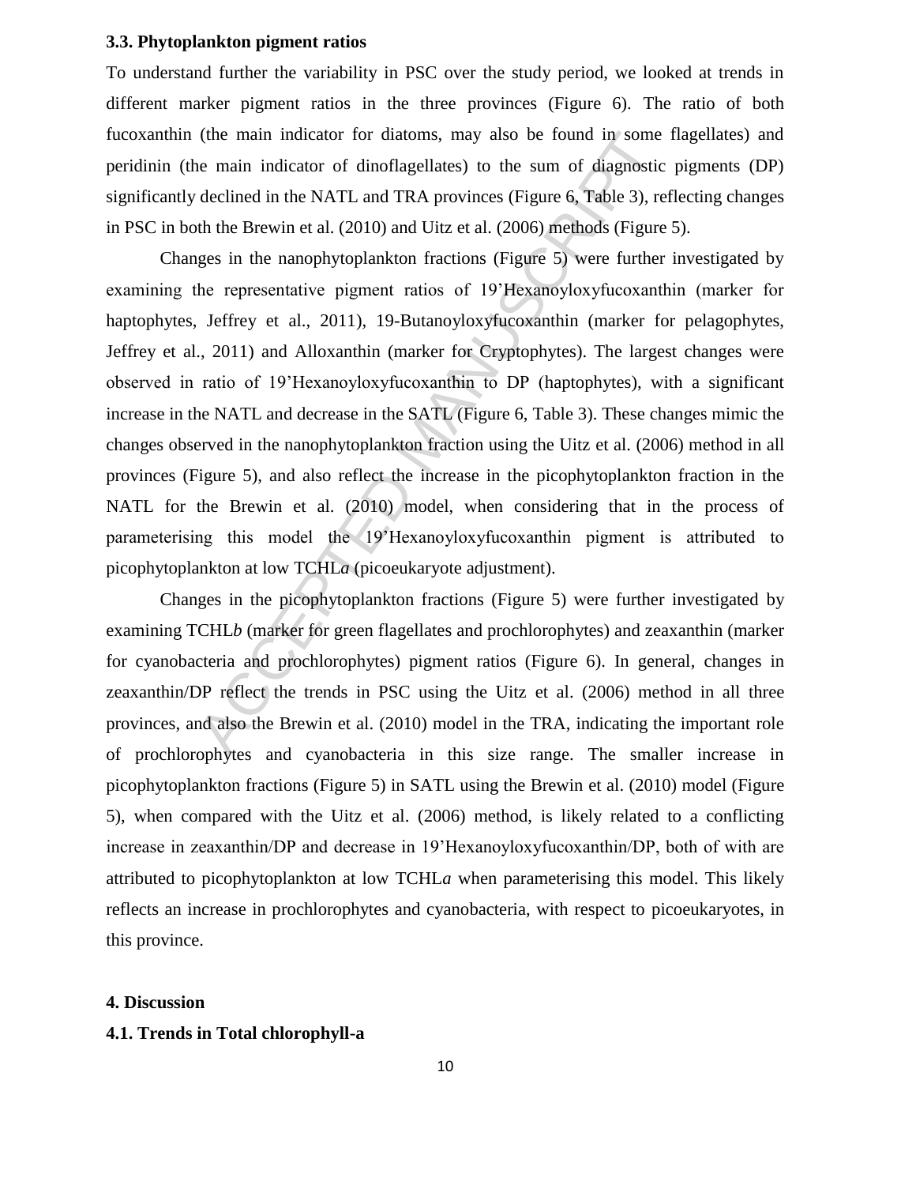### 3.3. Phytoplankton pigment ratios

To understand further the variability in PSC over the study period, we looked at trends in different marker pigment ratios in the three provinces (Figure 6). The ratio of both fucoxanthin (the main indicator for diatoms, may also be found in some flagellates) and peridinin (the main indicator of dinoflagellates) to the sum of diagnostic pigments (DP) significantly declined in the NATL and TRA provinces (Figure 6, Table 3), reflecting changes in PSC in both the Brewin et al. (2010) and Uitz et al. (2006) methods (Figure 5).

Changes in the nanophytoplankton fractions (Figure 5) were further investigated by examining the representative pigment ratios of 19'Hexanoyloxyfucoxanthin (marker for haptophytes, Jeffrey et al., 2011), 19-Butanoyloxyfucoxanthin (marker for pelagophytes, Jeffrey et al., 2011) and Alloxanthin (marker for Cryptophytes). The largest changes were observed in ratio of 19'Hexanoyloxyfucoxanthin to DP (haptophytes), with a significant increase in the NATL and decrease in the SATL (Figure 6, Table 3). These changes mimic the changes observed in the nanophytoplankton fraction using the Uitz et al. (2006) method in all provinces (Figure 5), and also reflect the increase in the picophytoplankton fraction in the NATL for the Brewin et al. (2010) model, when considering that in the process of parameterising this model the 19'Hexanoyloxyfucoxanthin pigment is attributed to picophytoplankton at low TCHL*a* (picoeukaryote adjustment).

Changes in the picophytoplankton fractions (Figure 5) were further investigated by examining TCHL*b* (marker for green flagellates and prochlorophytes) and zeaxanthin (marker for cyanobacteria and prochlorophytes) pigment ratios (Figure 6). In general, changes in zeaxanthin/DP reflect the trends in PSC using the Uitz et al. (2006) method in all three provinces, and also the Brewin et al. (2010) model in the TRA, indicating the important role of prochlorophytes and cyanobacteria in this size range. The smaller increase in picophytoplankton fractions (Figure 5) in SATL using the Brewin et al. (2010) model (Figure 5), when compared with the Uitz et al. (2006) method, is likely related to a conflicting increase in zeaxanthin/DP and decrease in 19'Hexanoyloxyfucoxanthin/DP, both of with are attributed to picophytoplankton at low TCHL*a* when parameterising this model. This likely reflects an increase in prochlorophytes and cyanobacteria, with respect to picoeukaryotes, in this province.

## 4. Discussion

### 4.1. Trends in Total chlorophyll-a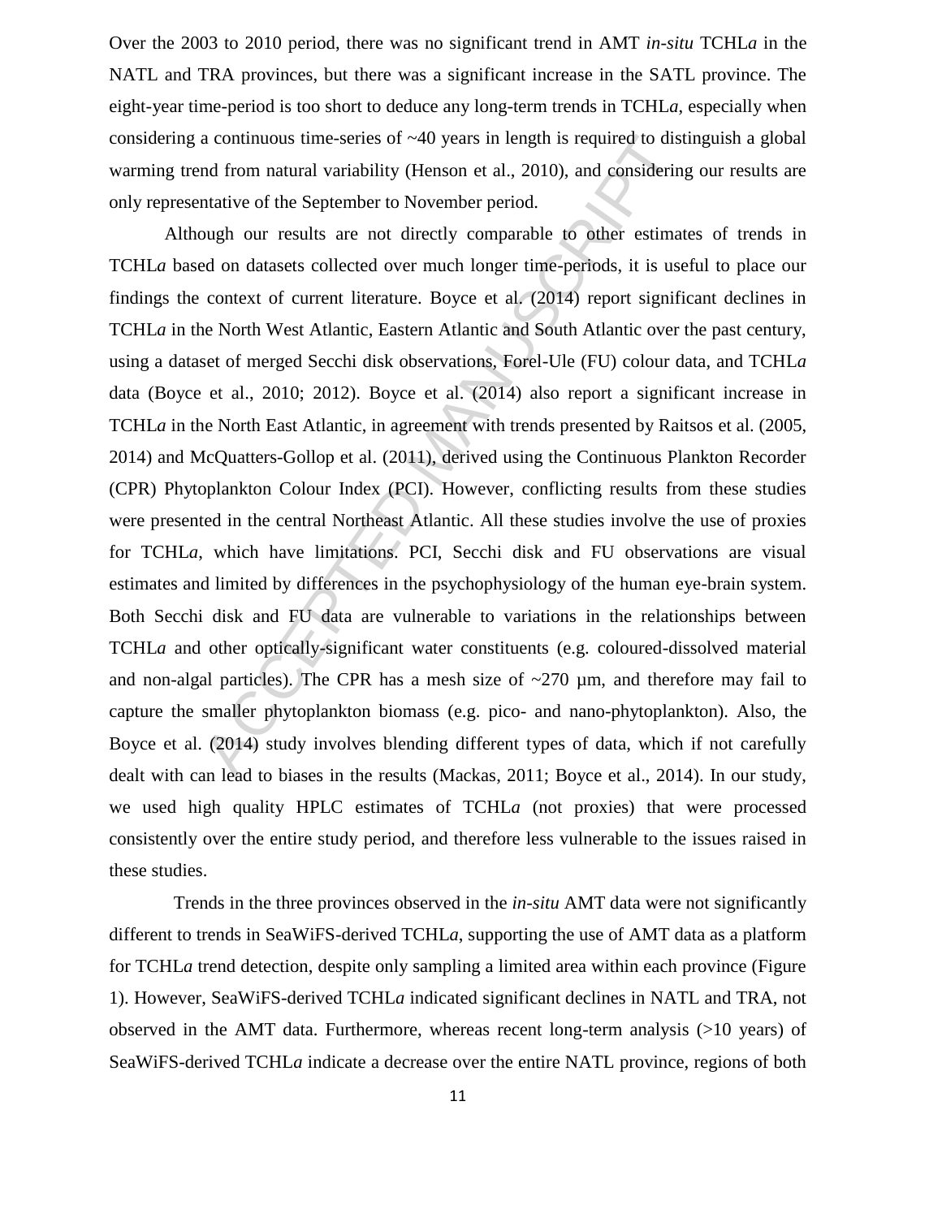Over the 2003 to 2010 period, there was no significant trend in AMT *in-situ* TCHL*a* in the NATL and TRA provinces, but there was a significant increase in the SATL province. The eight-year time-period is too short to deduce any long-term trends in TCHL*a*, especially when considering a continuous time-series of ~40 years in length is required to distinguish a global warming trend from natural variability (Henson et al., 2010), and considering our results are only representative of the September to November period.

Although our results are not directly comparable to other estimates of trends in TCHL*a* based on datasets collected over much longer time-periods, it is useful to place our findings the context of current literature. Boyce et al. (2014) report significant declines in TCHL*a* in the North West Atlantic, Eastern Atlantic and South Atlantic over the past century, using a dataset of merged Secchi disk observations, Forel-Ule (FU) colour data, and TCHL*a* data (Boyce et al., 2010; 2012). Boyce et al. (2014) also report a significant increase in TCHL*a* in the North East Atlantic, in agreement with trends presented by Raitsos et al. (2005, 2014) and McQuatters-Gollop et al. (2011), derived using the Continuous Plankton Recorder (CPR) Phytoplankton Colour Index (PCI). However, conflicting results from these studies were presented in the central Northeast Atlantic. All these studies involve the use of proxies for TCHL*a*, which have limitations. PCI, Secchi disk and FU observations are visual estimates and limited by differences in the psychophysiology of the human eye-brain system. Both Secchi disk and FU data are vulnerable to variations in the relationships between TCHL*a* and other optically-significant water constituents (e.g. coloured-dissolved material and non-algal particles). The CPR has a mesh size of ~270 µm, and therefore may fail to capture the smaller phytoplankton biomass (e.g. pico- and nano-phytoplankton). Also, the Boyce et al. (2014) study involves blending different types of data, which if not carefully dealt with can lead to biases in the results (Mackas, 2011; Boyce et al., 2014). In our study, we used high quality HPLC estimates of TCHL*a* (not proxies) that were processed consistently over the entire study period, and therefore less vulnerable to the issues raised in these studies.

Trends in the three provinces observed in the *in-situ* AMT data were not significantly different to trends in SeaWiFS-derived TCHL*a*, supporting the use of AMT data as a platform for TCHL*a* trend detection, despite only sampling a limited area within each province (Figure 1). However, SeaWiFS-derived TCHL*a* indicated significant declines in NATL and TRA, not observed in the AMT data. Furthermore, whereas recent long-term analysis (>10 years) of SeaWiFS-derived TCHL*a* indicate a decrease over the entire NATL province, regions of both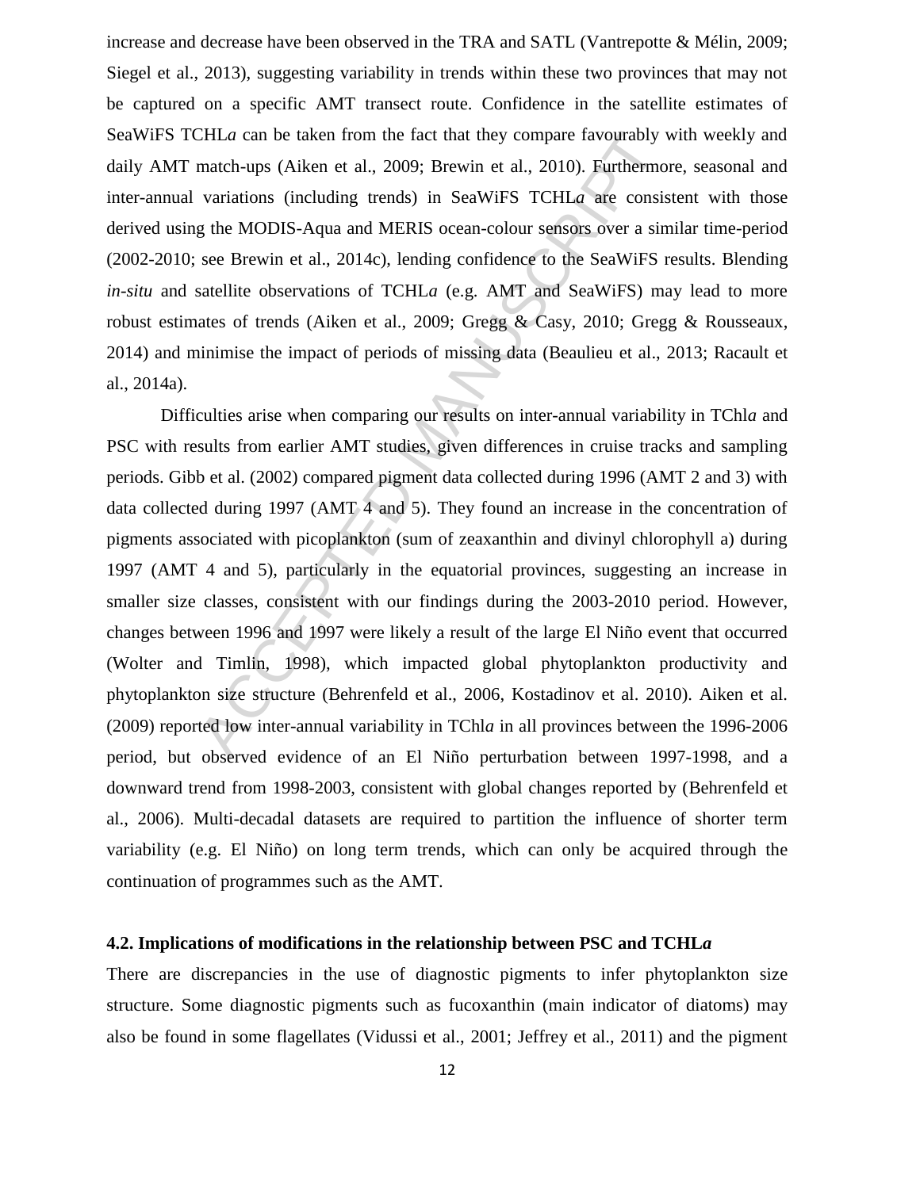increase and decrease have been observed in the TRA and SATL (Vantrepotte & Mélin, 2009; Siegel et al., 2013), suggesting variability in trends within these two provinces that may not be captured on a specific AMT transect route. Confidence in the satellite estimates of SeaWiFS TCHL*a* can be taken from the fact that they compare favourably with weekly and daily AMT match-ups (Aiken et al., 2009; Brewin et al., 2010). Furthermore, seasonal and inter-annual variations (including trends) in SeaWiFS TCHL*a* are consistent with those derived using the MODIS-Aqua and MERIS ocean-colour sensors over a similar time-period (2002-2010; see Brewin et al., 2014c), lending confidence to the SeaWiFS results. Blending *in-situ* and satellite observations of TCHL*a* (e.g. AMT and SeaWiFS) may lead to more robust estimates of trends (Aiken et al., 2009; Gregg & Casy, 2010; Gregg & Rousseaux, 2014) and minimise the impact of periods of missing data (Beaulieu et al., 2013; Racault et al., 2014a).

Difficulties arise when comparing our results on inter-annual variability in TChl*a* and PSC with results from earlier AMT studies, given differences in cruise tracks and sampling periods. Gibb et al. (2002) compared pigment data collected during 1996 (AMT 2 and 3) with data collected during 1997 (AMT 4 and 5). They found an increase in the concentration of pigments associated with picoplankton (sum of zeaxanthin and divinyl chlorophyll a) during 1997 (AMT 4 and 5), particularly in the equatorial provinces, suggesting an increase in smaller size classes, consistent with our findings during the 2003-2010 period. However, changes between 1996 and 1997 were likely a result of the large El Niño event that occurred (Wolter and Timlin, 1998), which impacted global phytoplankton productivity and phytoplankton size structure (Behrenfeld et al., 2006, Kostadinov et al. 2010). Aiken et al. (2009) reported low inter-annual variability in TChl*a* in all provinces between the 1996-2006 period, but observed evidence of an El Niño perturbation between 1997-1998, and a downward trend from 1998-2003, consistent with global changes reported by (Behrenfeld et al., 2006). Multi-decadal datasets are required to partition the influence of shorter term variability (e.g. El Niño) on long term trends, which can only be acquired through the continuation of programmes such as the AMT.

### 4.2. Implications of modifications in the relationship between PSC and TCHL*a*

There are discrepancies in the use of diagnostic pigments to infer phytoplankton size structure. Some diagnostic pigments such as fucoxanthin (main indicator of diatoms) may also be found in some flagellates (Vidussi et al., 2001; Jeffrey et al., 2011) and the pigment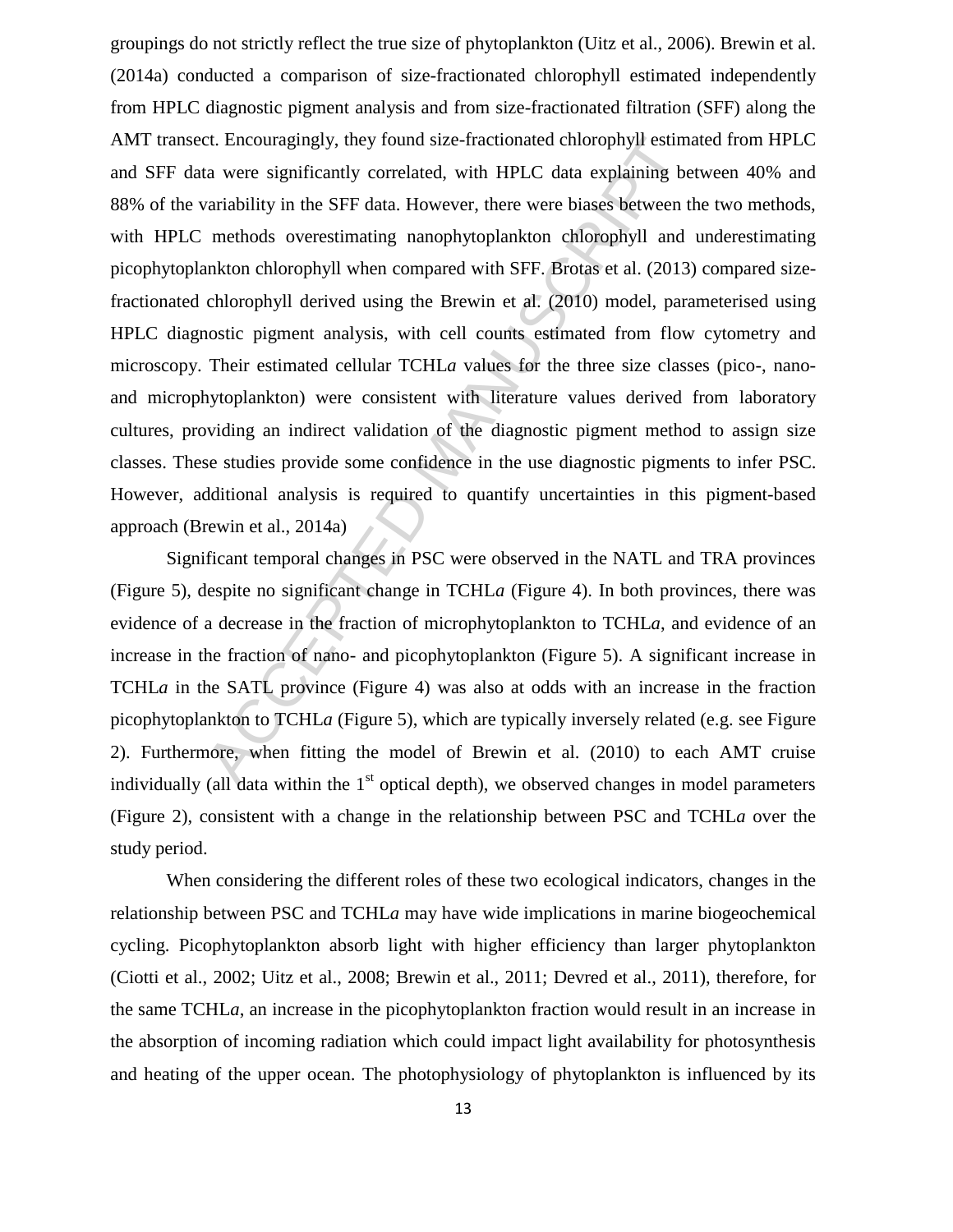groupings do not strictly reflect the true size of phytoplankton (Uitz et al., 2006). Brewin et al. (2014a) conducted a comparison of size-fractionated chlorophyll estimated independently from HPLC diagnostic pigment analysis and from size-fractionated filtration (SFF) along the AMT transect. Encouragingly, they found size-fractionated chlorophyll estimated from HPLC and SFF data were significantly correlated, with HPLC data explaining between 40% and 88% of the variability in the SFF data. However, there were biases between the two methods, with HPLC methods overestimating nanophytoplankton chlorophyll and underestimating picophytoplankton chlorophyll when compared with SFF. Brotas et al. (2013) compared size-fractionated chlorophyll derived using the Brewin et al. (2010) model, parameterised using HPLC diagnostic pigment analysis, with cell counts estimated from flow cytometry and microscopy. Their estimated cellular TCHL*a* values for the three size classes (pico-, nano- and microphytoplankton) were consistent with literature values derived from laboratory cultures, providing an indirect validation of the diagnostic pigment method to assign size classes. These studies provide some confidence in the use diagnostic pigments to infer PSC. However, additional analysis is required to quantify uncertainties in this pigment-based approach (Brewin et al., 2014a)

Significant temporal changes in PSC were observed in the NATL and TRA provinces (Figure 5), despite no significant change in TCHL*a* (Figure 4). In both provinces, there was evidence of a decrease in the fraction of microphytoplankton to TCHL*a*, and evidence of an increase in the fraction of nano- and picophytoplankton (Figure 5). A significant increase in TCHL*a* in the SATL province (Figure 4) was also at odds with an increase in the fraction picophytoplankton to TCHL*a* (Figure 5), which are typically inversely related (e.g. see Figure 2). Furthermore, when fitting the model of Brewin et al. (2010) to each AMT cruise individually (all data within the 1$^{st}$ optical depth), we observed changes in model parameters (Figure 2), consistent with a change in the relationship between PSC and TCHL*a* over the study period.

When considering the different roles of these two ecological indicators, changes in the relationship between PSC and TCHL*a* may have wide implications in marine biogeochemical cycling. Picophytoplankton absorb light with higher efficiency than larger phytoplankton (Ciotti et al., 2002; Uitz et al., 2008; Brewin et al., 2011; Devred et al., 2011), therefore, for the same TCHL*a*, an increase in the picophytoplankton fraction would result in an increase in the absorption of incoming radiation which could impact light availability for photosynthesis and heating of the upper ocean. The photophysiology of phytoplankton is influenced by its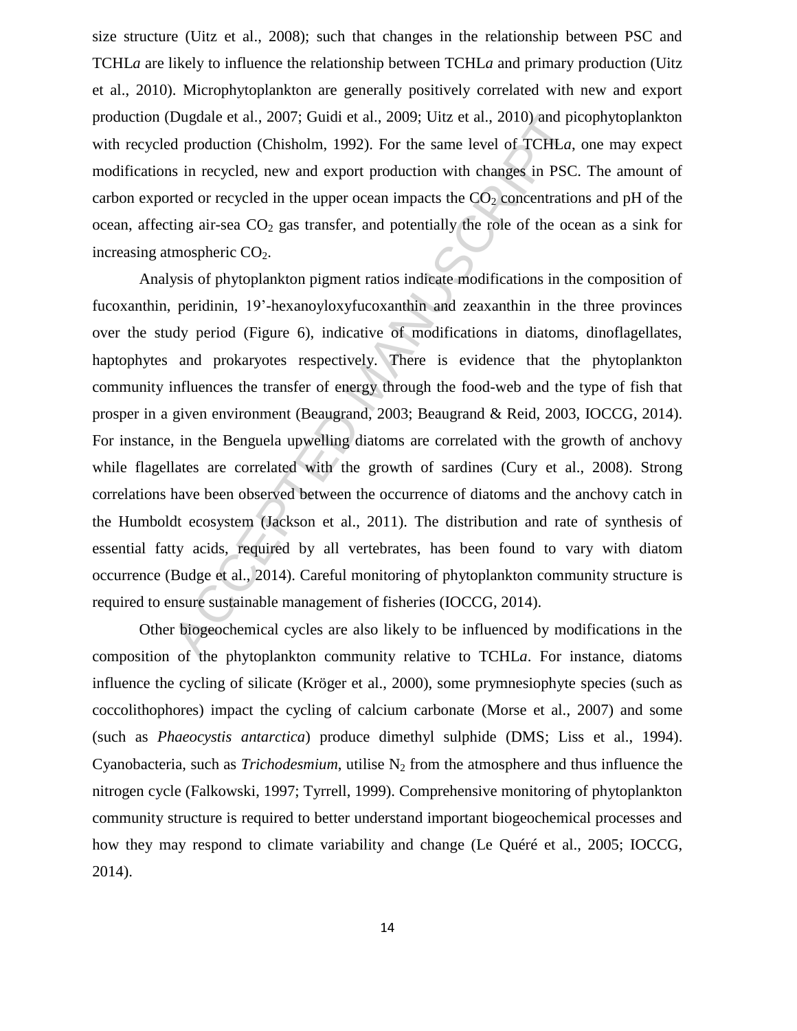size structure (Uitz et al., 2008); such that changes in the relationship between PSC and TCHL*a* are likely to influence the relationship between TCHL*a* and primary production (Uitz et al., 2010). Microphytoplankton are generally positively correlated with new and export production (Dugdale et al., 2007; Guidi et al., 2009; Uitz et al., 2010) and picophytoplankton with recycled production (Chisholm, 1992). For the same level of TCHL*a*, one may expect modifications in recycled, new and export production with changes in PSC. The amount of carbon exported or recycled in the upper ocean impacts the $CO_2$ concentrations and pH of the ocean, affecting air-sea $CO_2$ gas transfer, and potentially the role of the ocean as a sink for increasing atmospheric $CO_2$.

Analysis of phytoplankton pigment ratios indicate modifications in the composition of fucoxanthin, peridinin, 19'-hexanoyloxyfucoxanthin and zeaxanthin in the three provinces over the study period (Figure 6), indicative of modifications in diatoms, dinoflagellates, haptophytes and prokaryotes respectively. There is evidence that the phytoplankton community influences the transfer of energy through the food-web and the type of fish that prosper in a given environment (Beaugrand, 2003; Beaugrand & Reid, 2003, IOCCG, 2014). For instance, in the Benguela upwelling diatoms are correlated with the growth of anchovy while flagellates are correlated with the growth of sardines (Cury et al., 2008). Strong correlations have been observed between the occurrence of diatoms and the anchovy catch in the Humboldt ecosystem (Jackson et al., 2011). The distribution and rate of synthesis of essential fatty acids, required by all vertebrates, has been found to vary with diatom occurrence (Budge et al., 2014). Careful monitoring of phytoplankton community structure is required to ensure sustainable management of fisheries (IOCCG, 2014).

Other biogeochemical cycles are also likely to be influenced by modifications in the composition of the phytoplankton community relative to TCHL*a*. For instance, diatoms influence the cycling of silicate (Kröger et al., 2000), some prymnesiophyte species (such as coccolithophores) impact the cycling of calcium carbonate (Morse et al., 2007) and some (such as *Phaeocystis antarctica*) produce dimethyl sulphide (DMS; Liss et al., 1994). Cyanobacteria, such as *Trichodesmium*, utilise $N_2$ from the atmosphere and thus influence the nitrogen cycle (Falkowski, 1997; Tyrrell, 1999). Comprehensive monitoring of phytoplankton community structure is required to better understand important biogeochemical processes and how they may respond to climate variability and change (Le Quéré et al., 2005; IOCCG, 2014).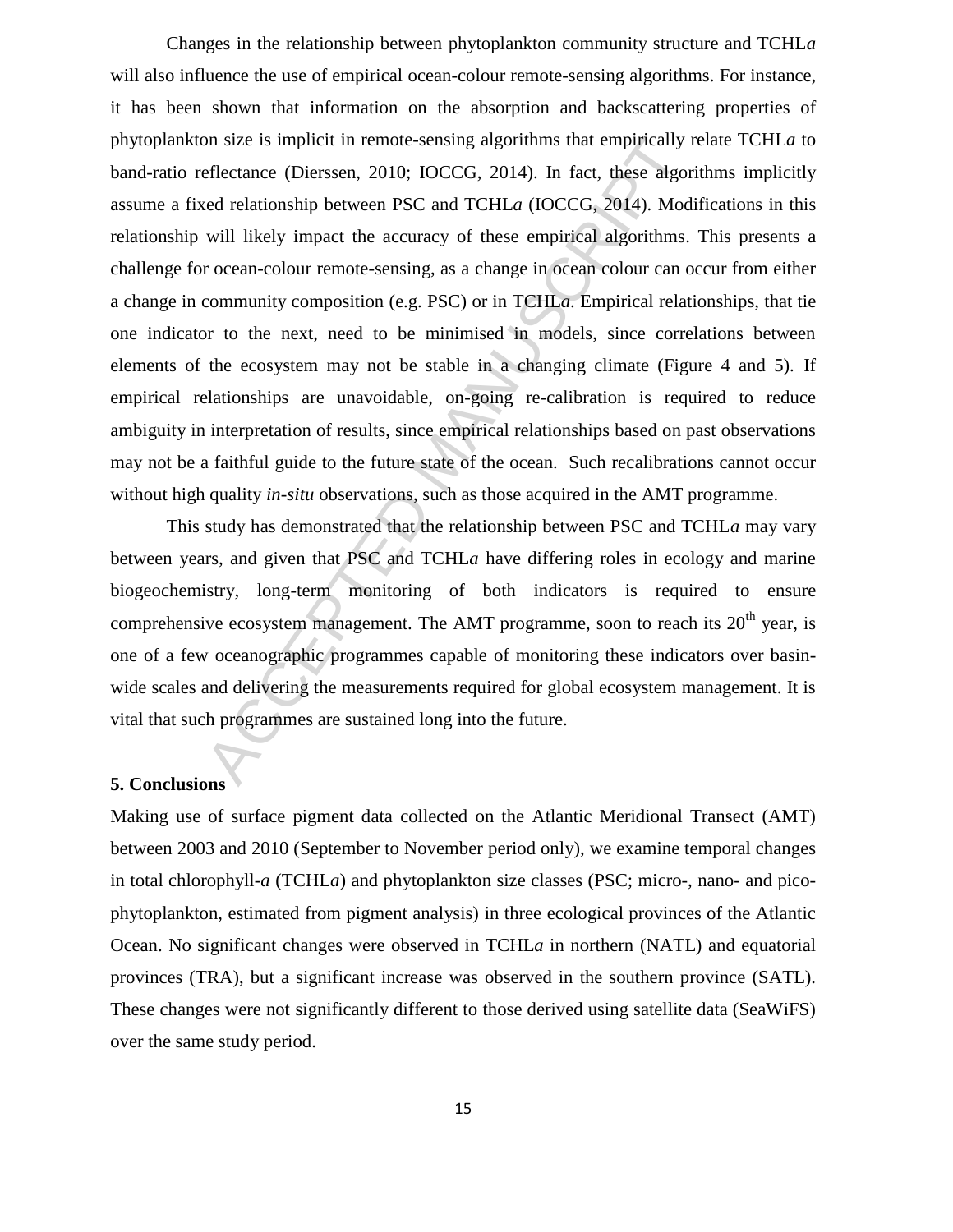Changes in the relationship between phytoplankton community structure and TCHL*a* will also influence the use of empirical ocean-colour remote-sensing algorithms. For instance, it has been shown that information on the absorption and backscattering properties of phytoplankton size is implicit in remote-sensing algorithms that empirically relate TCHL*a* to band-ratio reflectance (Dierssen, 2010; IOCCG, 2014). In fact, these algorithms implicitly assume a fixed relationship between PSC and TCHL*a* (IOCCG, 2014). Modifications in this relationship will likely impact the accuracy of these empirical algorithms. This presents a challenge for ocean-colour remote-sensing, as a change in ocean colour can occur from either a change in community composition (e.g. PSC) or in TCHL*a*. Empirical relationships, that tie one indicator to the next, need to be minimised in models, since correlations between elements of the ecosystem may not be stable in a changing climate (Figure 4 and 5). If empirical relationships are unavoidable, on-going re-calibration is required to reduce ambiguity in interpretation of results, since empirical relationships based on past observations may not be a faithful guide to the future state of the ocean. Such recalibrations cannot occur without high quality *in-situ* observations, such as those acquired in the AMT programme.

This study has demonstrated that the relationship between PSC and TCHL*a* may vary between years, and given that PSC and TCHL*a* have differing roles in ecology and marine biogeochemistry, long-term monitoring of both indicators is required to ensure comprehensive ecosystem management. The AMT programme, soon to reach its 20$^{th}$ year, is one of a few oceanographic programmes capable of monitoring these indicators over basin-wide scales and delivering the measurements required for global ecosystem management. It is vital that such programmes are sustained long into the future.

## 5. Conclusions

Making use of surface pigment data collected on the Atlantic Meridional Transect (AMT) between 2003 and 2010 (September to November period only), we examine temporal changes in total chlorophyll-*a* (TCHL*a*) and phytoplankton size classes (PSC; micro-, nano- and pico-phytoplankton, estimated from pigment analysis) in three ecological provinces of the Atlantic Ocean. No significant changes were observed in TCHL*a* in northern (NATL) and equatorial provinces (TRA), but a significant increase was observed in the southern province (SATL). These changes were not significantly different to those derived using satellite data (SeaWiFS) over the same study period.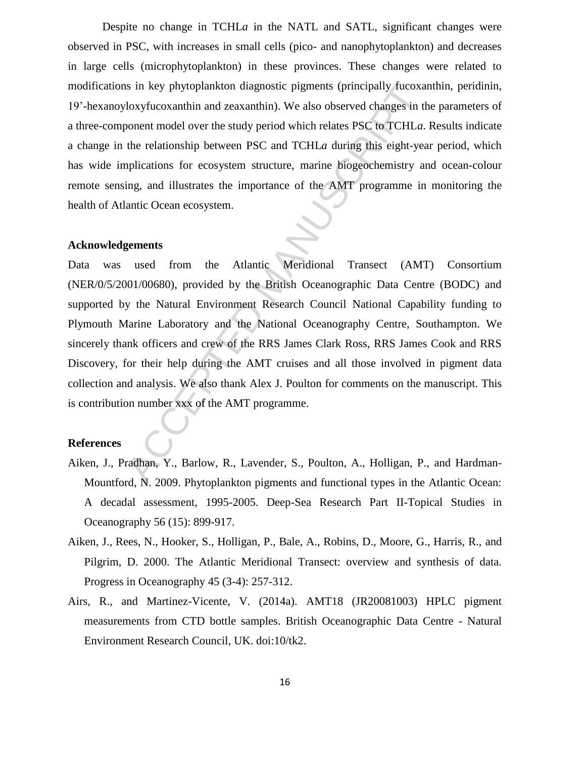Despite no change in TCHL*a* in the NATL and SATL, significant changes were observed in PSC, with increases in small cells (pico- and nanophytoplankton) and decreases in large cells (microphytoplankton) in these provinces. These changes were related to modifications in key phytoplankton diagnostic pigments (principally fucoxanthin, peridinin, 19'-hexanoyloxyfucoxanthin and zeaxanthin). We also observed changes in the parameters of a three-component model over the study period which relates PSC to TCHL*a*. Results indicate a change in the relationship between PSC and TCHL*a* during this eight-year period, which has wide implications for ecosystem structure, marine biogeochemistry and ocean-colour remote sensing, and illustrates the importance of the AMT programme in monitoring the health of Atlantic Ocean ecosystem.

## Acknowledgements

Data was used from the Atlantic Meridional Transect (AMT) Consortium (NER/0/5/2001/00680), provided by the British Oceanographic Data Centre (BODC) and supported by the Natural Environment Research Council National Capability funding to Plymouth Marine Laboratory and the National Oceanography Centre, Southampton. We sincerely thank officers and crew of the RRS James Clark Ross, RRS James Cook and RRS Discovery, for their help during the AMT cruises and all those involved in pigment data collection and analysis. We also thank Alex J. Poulton for comments on the manuscript. This is contribution number xxx of the AMT programme.

## References

Aiken, J., Pradhan, Y., Barlow, R., Lavender, S., Poulton, A., Holligan, P., and Hardman-Mountford, N. 2009. Phytoplankton pigments and functional types in the Atlantic Ocean: A decadal assessment, 1995-2005. Deep-Sea Research Part II-Topical Studies in Oceanography 56 (15): 899-917.

Aiken, J., Rees, N., Hooker, S., Holligan, P., Bale, A., Robins, D., Moore, G., Harris, R., and Pilgrim, D. 2000. The Atlantic Meridional Transect: overview and synthesis of data. Progress in Oceanography 45 (3-4): 257-312.

Airs, R., and Martinez-Vicente, V. (2014a). AMT18 (JR20081003) HPLC pigment measurements from CTD bottle samples. British Oceanographic Data Centre - Natural Environment Research Council, UK. doi:10/tk2.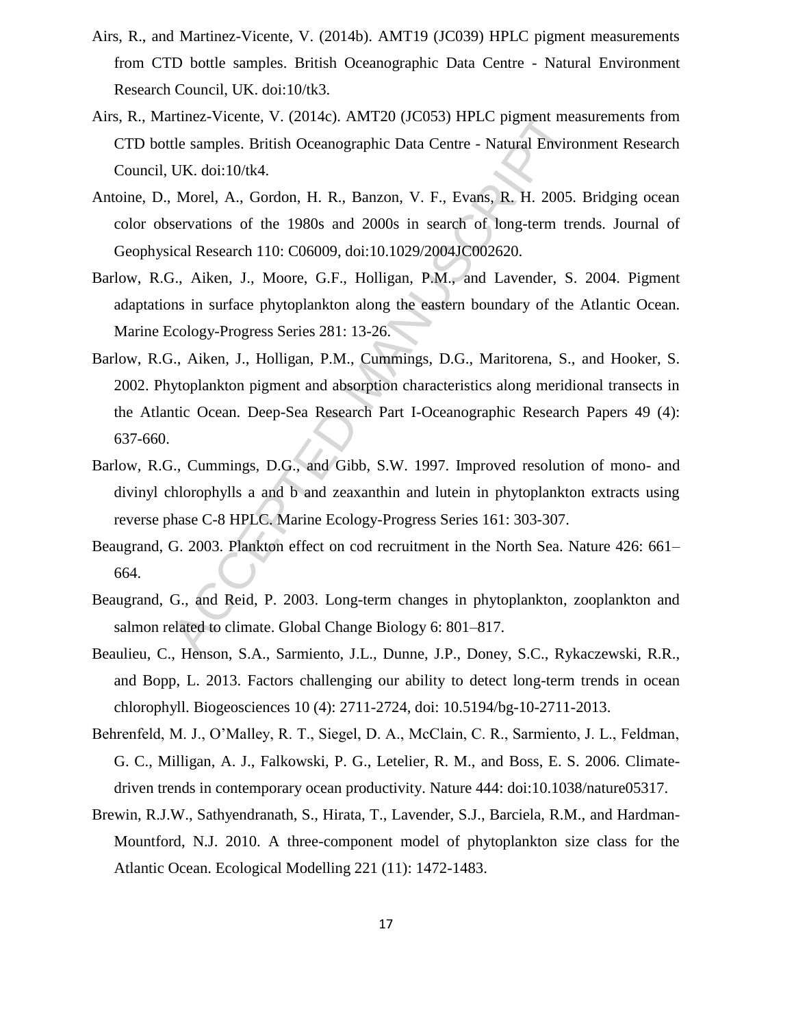Airs, R., and Martinez-Vicente, V. (2014b). AMT19 (JC039) HPLC pigment measurements from CTD bottle samples. British Oceanographic Data Centre - Natural Environment Research Council, UK. doi:10/tk3.

Airs, R., Martinez-Vicente, V. (2014c). AMT20 (JC053) HPLC pigment measurements from CTD bottle samples. British Oceanographic Data Centre - Natural Environment Research Council, UK. doi:10/tk4.

Antoine, D., Morel, A., Gordon, H. R., Banzon, V. F., Evans, R. H. 2005. Bridging ocean color observations of the 1980s and 2000s in search of long-term trends. Journal of Geophysical Research 110: C06009, doi:10.1029/2004JC002620.

Barlow, R.G., Aiken, J., Moore, G.F., Holligan, P.M., and Lavender, S. 2004. Pigment adaptations in surface phytoplankton along the eastern boundary of the Atlantic Ocean. Marine Ecology-Progress Series 281: 13-26.

Barlow, R.G., Aiken, J., Holligan, P.M., Cummings, D.G., Maritorena, S., and Hooker, S. 2002. Phytoplankton pigment and absorption characteristics along meridional transects in the Atlantic Ocean. Deep-Sea Research Part I-Oceanographic Research Papers 49 (4): 637-660.

Barlow, R.G., Cummings, D.G., and Gibb, S.W. 1997. Improved resolution of mono- and divinyl chlorophylls a and b and zeaxanthin and lutein in phytoplankton extracts using reverse phase C-8 HPLC. Marine Ecology-Progress Series 161: 303-307.

Beaugrand, G. 2003. Plankton effect on cod recruitment in the North Sea. Nature 426: 661–664.

Beaugrand, G., and Reid, P. 2003. Long-term changes in phytoplankton, zooplankton and salmon related to climate. Global Change Biology 6: 801–817.

Beaulieu, C., Henson, S.A., Sarmiento, J.L., Dunne, J.P., Doney, S.C., Rykaczewski, R.R., and Bopp, L. 2013. Factors challenging our ability to detect long-term trends in ocean chlorophyll. Biogeosciences 10 (4): 2711-2724, doi: 10.5194/bg-10-2711-2013.

Behrenfeld, M. J., O'Malley, R. T., Siegel, D. A., McClain, C. R., Sarmiento, J. L., Feldman, G. C., Milligan, A. J., Falkowski, P. G., Letelier, R. M., and Boss, E. S. 2006. Climate-driven trends in contemporary ocean productivity. Nature 444: doi:10.1038/nature05317.

Brewin, R.J.W., Sathyendranath, S., Hirata, T., Lavender, S.J., Barciela, R.M., and Hardman-Mountford, N.J. 2010. A three-component model of phytoplankton size class for the Atlantic Ocean. Ecological Modelling 221 (11): 1472-1483.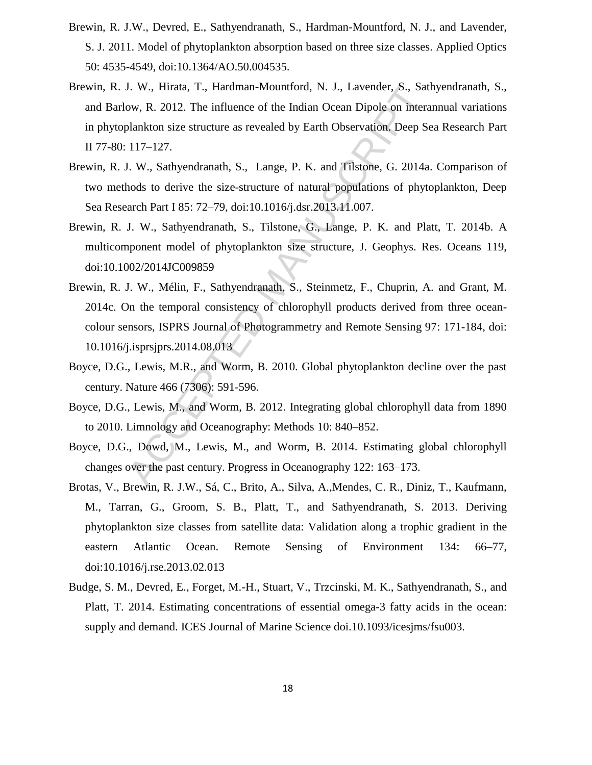Brewin, R. J.W., Devred, E., Sathyendranath, S., Hardman-Mountford, N. J., and Lavender, S. J. 2011. Model of phytoplankton absorption based on three size classes. Applied Optics 50: 4535-4549, doi:10.1364/AO.50.004535.

Brewin, R. J. W., Hirata, T., Hardman-Mountford, N. J., Lavender, S., Sathyendranath, S., and Barlow, R. 2012. The influence of the Indian Ocean Dipole on interannual variations in phytoplankton size structure as revealed by Earth Observation. Deep Sea Research Part II 77-80: 117–127.

Brewin, R. J. W., Sathyendranath, S., Lange, P. K. and Tilstone, G. 2014a. Comparison of two methods to derive the size-structure of natural populations of phytoplankton, Deep Sea Research Part I 85: 72–79, doi:10.1016/j.dsr.2013.11.007.

Brewin, R. J. W., Sathyendranath, S., Tilstone, G., Lange, P. K. and Platt, T. 2014b. A multicomponent model of phytoplankton size structure, J. Geophys. Res. Oceans 119, doi:10.1002/2014JC009859

Brewin, R. J. W., Mélin, F., Sathyendranath, S., Steinmetz, F., Chuprin, A. and Grant, M. 2014c. On the temporal consistency of chlorophyll products derived from three ocean-colour sensors, ISPRS Journal of Photogrammetry and Remote Sensing 97: 171-184, doi: 10.1016/j.isprsjprs.2014.08.013

Boyce, D.G., Lewis, M.R., and Worm, B. 2010. Global phytoplankton decline over the past century. Nature 466 (7306): 591-596.

Boyce, D.G., Lewis, M., and Worm, B. 2012. Integrating global chlorophyll data from 1890 to 2010. Limnology and Oceanography: Methods 10: 840–852.

Boyce, D.G., Dowd, M., Lewis, M., and Worm, B. 2014. Estimating global chlorophyll changes over the past century. Progress in Oceanography 122: 163–173.

Brotas, V., Brewin, R. J.W., Sá, C., Brito, A., Silva, A.,Mendes, C. R., Diniz, T., Kaufmann, M., Tarran, G., Groom, S. B., Platt, T., and Sathyendranath, S. 2013. Deriving phytoplankton size classes from satellite data: Validation along a trophic gradient in the eastern Atlantic Ocean. Remote Sensing of Environment 134: 66–77, doi:10.1016/j.rse.2013.02.013

Budge, S. M., Devred, E., Forget, M.-H., Stuart, V., Trzcinski, M. K., Sathyendranath, S., and Platt, T. 2014. Estimating concentrations of essential omega-3 fatty acids in the ocean: supply and demand. ICES Journal of Marine Science doi.10.1093/icesjms/fsu003.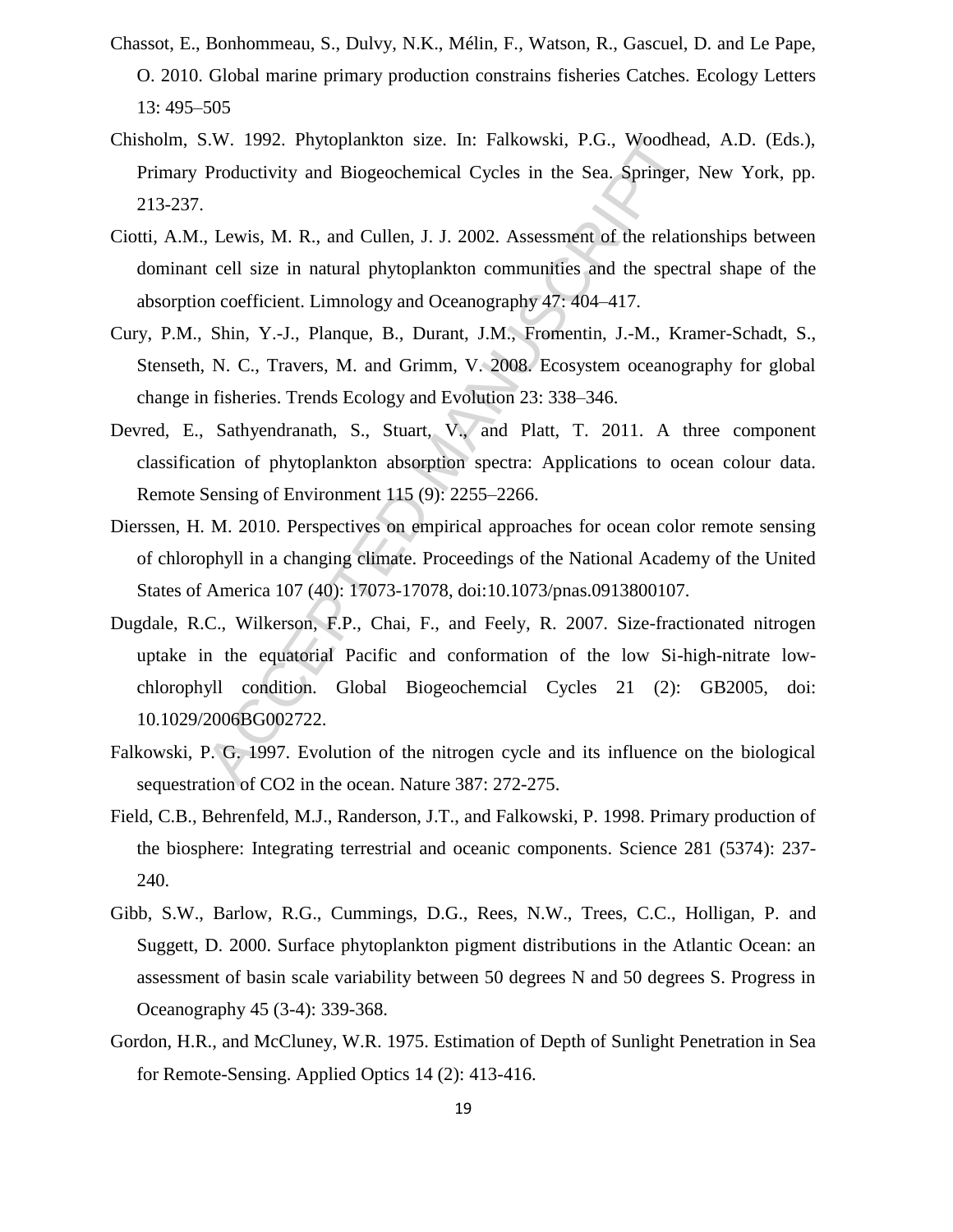Chassot, E., Bonhommeau, S., Dulvy, N.K., Mélin, F., Watson, R., Gascuel, D. and Le Pape, O. 2010. Global marine primary production constrains fisheries Catches. Ecology Letters 13: 495–505

Chisholm, S.W. 1992. Phytoplankton size. In: Falkowski, P.G., Woodhead, A.D. (Eds.), Primary Productivity and Biogeochemical Cycles in the Sea. Springer, New York, pp. 213-237.

Ciotti, A.M., Lewis, M. R., and Cullen, J. J. 2002. Assessment of the relationships between dominant cell size in natural phytoplankton communities and the spectral shape of the absorption coefficient. Limnology and Oceanography 47: 404–417.

Cury, P.M., Shin, Y.-J., Planque, B., Durant, J.M., Fromentin, J.-M., Kramer-Schadt, S., Stenseth, N. C., Travers, M. and Grimm, V. 2008. Ecosystem oceanography for global change in fisheries. Trends Ecology and Evolution 23: 338–346.

Devred, E., Sathyendranath, S., Stuart, V., and Platt, T. 2011. A three component classification of phytoplankton absorption spectra: Applications to ocean colour data. Remote Sensing of Environment 115 (9): 2255–2266.

Dierssen, H. M. 2010. Perspectives on empirical approaches for ocean color remote sensing of chlorophyll in a changing climate. Proceedings of the National Academy of the United States of America 107 (40): 17073-17078, doi:10.1073/pnas.0913800107.

Dugdale, R.C., Wilkerson, F.P., Chai, F., and Feely, R. 2007. Size-fractionated nitrogen uptake in the equatorial Pacific and conformation of the low Si-high-nitrate low-chlorophyll condition. Global Biogeochemcial Cycles 21 (2): GB2005, doi: 10.1029/2006BG002722.

Falkowski, P. G. 1997. Evolution of the nitrogen cycle and its influence on the biological sequestration of CO2 in the ocean. Nature 387: 272-275.

Field, C.B., Behrenfeld, M.J., Randerson, J.T., and Falkowski, P. 1998. Primary production of the biosphere: Integrating terrestrial and oceanic components. Science 281 (5374): 237-240.

Gibb, S.W., Barlow, R.G., Cummings, D.G., Rees, N.W., Trees, C.C., Holligan, P. and Suggett, D. 2000. Surface phytoplankton pigment distributions in the Atlantic Ocean: an assessment of basin scale variability between 50 degrees N and 50 degrees S. Progress in Oceanography 45 (3-4): 339-368.

Gordon, H.R., and McCluney, W.R. 1975. Estimation of Depth of Sunlight Penetration in Sea for Remote-Sensing. Applied Optics 14 (2): 413-416.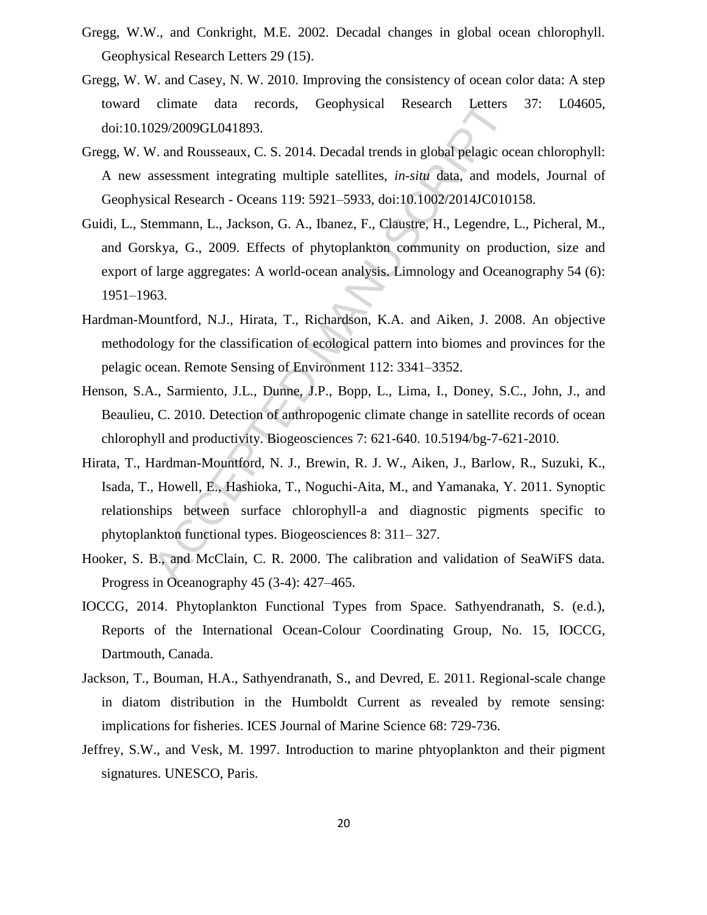Gregg, W.W., and Conkright, M.E. 2002. Decadal changes in global ocean chlorophyll. Geophysical Research Letters 29 (15).

Gregg, W. W. and Casey, N. W. 2010. Improving the consistency of ocean color data: A step toward climate data records, Geophysical Research Letters 37: L04605, doi:10.1029/2009GL041893.

Gregg, W. W. and Rousseaux, C. S. 2014. Decadal trends in global pelagic ocean chlorophyll: A new assessment integrating multiple satellites, *in-situ* data, and models, Journal of Geophysical Research - Oceans 119: 5921–5933, doi:10.1002/2014JC010158.

Guidi, L., Stemmann, L., Jackson, G. A., Ibanez, F., Claustre, H., Legendre, L., Picheral, M., and Gorskya, G., 2009. Effects of phytoplankton community on production, size and export of large aggregates: A world-ocean analysis. Limnology and Oceanography 54 (6): 1951–1963.

Hardman-Mountford, N.J., Hirata, T., Richardson, K.A. and Aiken, J. 2008. An objective methodology for the classification of ecological pattern into biomes and provinces for the pelagic ocean. Remote Sensing of Environment 112: 3341–3352.

Henson, S.A., Sarmiento, J.L., Dunne, J.P., Bopp, L., Lima, I., Doney, S.C., John, J., and Beaulieu, C. 2010. Detection of anthropogenic climate change in satellite records of ocean chlorophyll and productivity. Biogeosciences 7: 621-640. 10.5194/bg-7-621-2010.

Hirata, T., Hardman-Mountford, N. J., Brewin, R. J. W., Aiken, J., Barlow, R., Suzuki, K., Isada, T., Howell, E., Hashioka, T., Noguchi-Aita, M., and Yamanaka, Y. 2011. Synoptic relationships between surface chlorophyll-a and diagnostic pigments specific to phytoplankton functional types. Biogeosciences 8: 311– 327.

Hooker, S. B., and McClain, C. R. 2000. The calibration and validation of SeaWiFS data. Progress in Oceanography 45 (3-4): 427–465.

IOCCG, 2014. Phytoplankton Functional Types from Space. Sathyendranath, S. (e.d.), Reports of the International Ocean-Colour Coordinating Group, No. 15, IOCCG, Dartmouth, Canada.

Jackson, T., Bouman, H.A., Sathyendranath, S., and Devred, E. 2011. Regional-scale change in diatom distribution in the Humboldt Current as revealed by remote sensing: implications for fisheries. ICES Journal of Marine Science 68: 729-736.

Jeffrey, S.W., and Vesk, M. 1997. Introduction to marine phtyoplankton and their pigment signatures. UNESCO, Paris.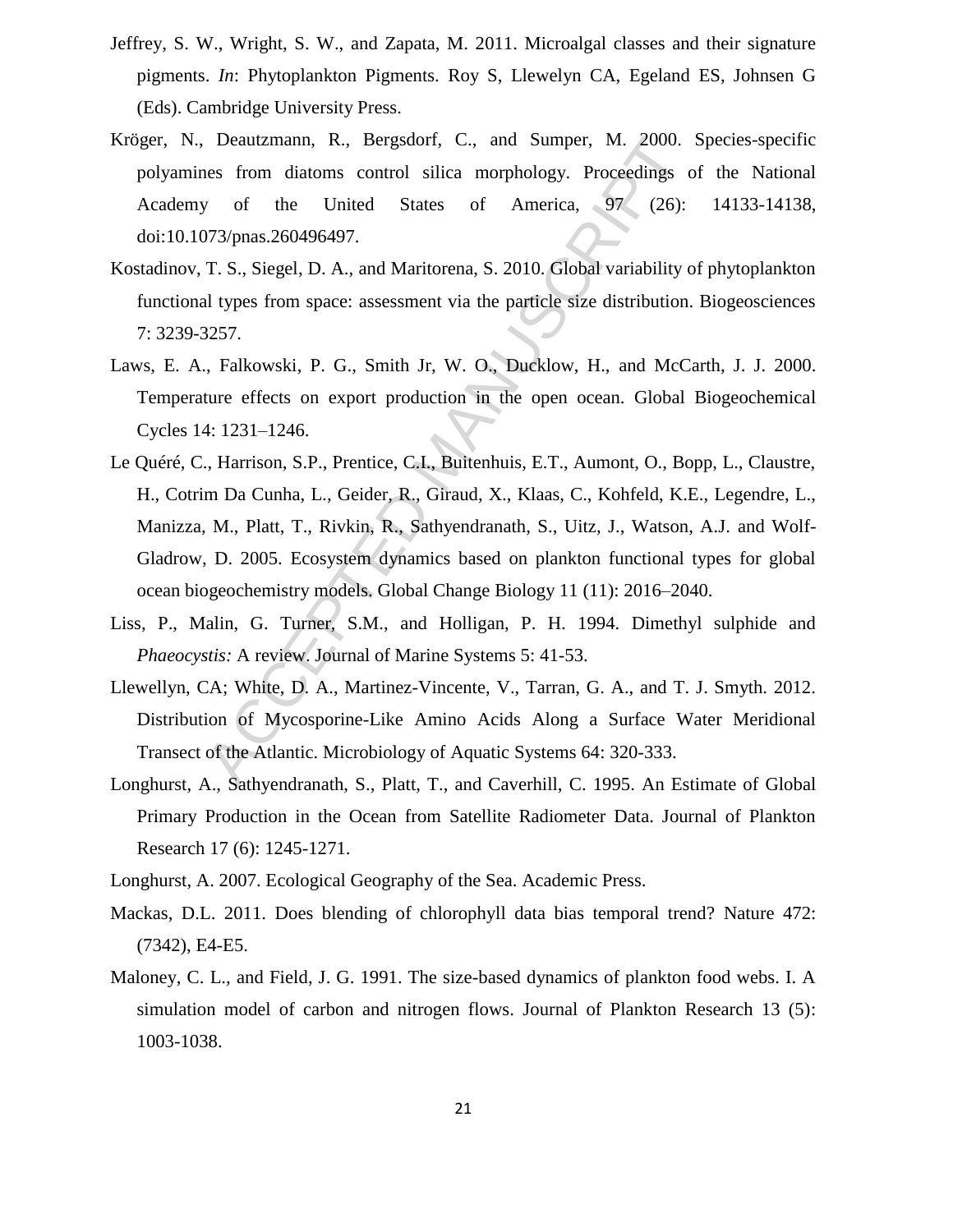Jeffrey, S. W., Wright, S. W., and Zapata, M. 2011. Microalgal classes and their signature pigments. *In*: Phytoplankton Pigments. Roy S, Llewelyn CA, Egeland ES, Johnsen G (Eds). Cambridge University Press.

Kröger, N., Deautzmann, R., Bergsdorf, C., and Sumper, M. 2000. Species-specific polyamines from diatoms control silica morphology. Proceedings of the National Academy of the United States of America, 97 (26): 14133-14138, doi:10.1073/pnas.260496497.

Kostadinov, T. S., Siegel, D. A., and Maritorena, S. 2010. Global variability of phytoplankton functional types from space: assessment via the particle size distribution. Biogeosciences 7: 3239-3257.

Laws, E. A., Falkowski, P. G., Smith Jr, W. O., Ducklow, H., and McCarth, J. J. 2000. Temperature effects on export production in the open ocean. Global Biogeochemical Cycles 14: 1231–1246.

Le Quéré, C., Harrison, S.P., Prentice, C.I., Buitenhuis, E.T., Aumont, O., Bopp, L., Claustre, H., Cotrim Da Cunha, L., Geider, R., Giraud, X., Klaas, C., Kohfeld, K.E., Legendre, L., Manizza, M., Platt, T., Rivkin, R., Sathyendranath, S., Uitz, J., Watson, A.J. and Wolf-Gladrow, D. 2005. Ecosystem dynamics based on plankton functional types for global ocean biogeochemistry models. Global Change Biology 11 (11): 2016–2040.

Liss, P., Malin, G. Turner, S.M., and Holligan, P. H. 1994. Dimethyl sulphide and *Phaeocystis:* A review. Journal of Marine Systems 5: 41-53.

Llewellyn, CA; White, D. A., Martinez-Vincente, V., Tarran, G. A., and T. J. Smyth. 2012. Distribution of Mycosporine-Like Amino Acids Along a Surface Water Meridional Transect of the Atlantic. Microbiology of Aquatic Systems 64: 320-333.

Longhurst, A., Sathyendranath, S., Platt, T., and Caverhill, C. 1995. An Estimate of Global Primary Production in the Ocean from Satellite Radiometer Data. Journal of Plankton Research 17 (6): 1245-1271.

Longhurst, A. 2007. Ecological Geography of the Sea. Academic Press.

Mackas, D.L. 2011. Does blending of chlorophyll data bias temporal trend? Nature 472: (7342), E4-E5.

Maloney, C. L., and Field, J. G. 1991. The size-based dynamics of plankton food webs. I. A simulation model of carbon and nitrogen flows. Journal of Plankton Research 13 (5): 1003-1038.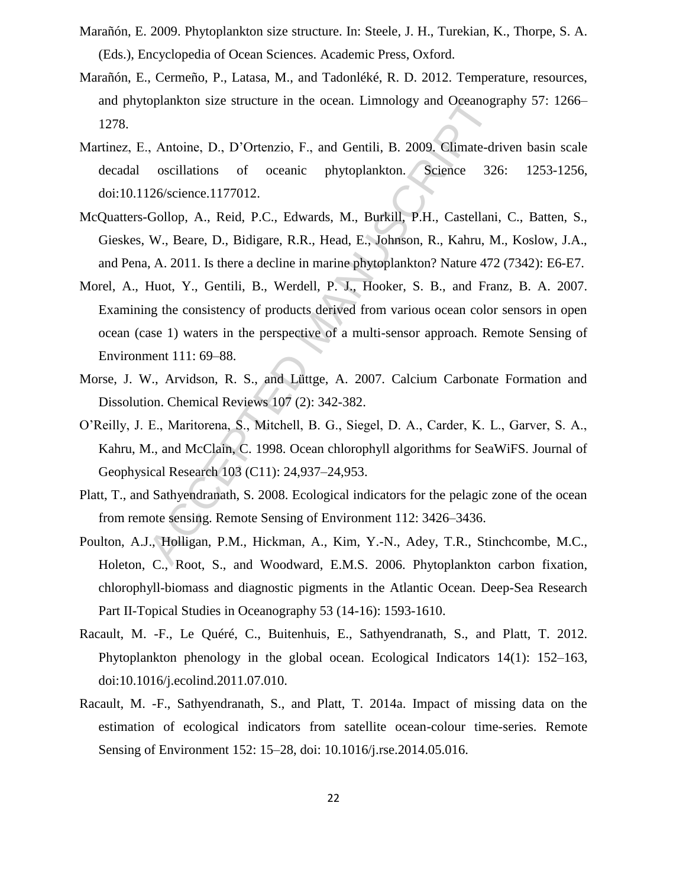Marañón, E. 2009. Phytoplankton size structure. In: Steele, J. H., Turekian, K., Thorpe, S. A. (Eds.), Encyclopedia of Ocean Sciences. Academic Press, Oxford.

Marañón, E., Cermeño, P., Latasa, M., and Tadonléké, R. D. 2012. Temperature, resources, and phytoplankton size structure in the ocean. Limnology and Oceanography 57: 1266–1278.

Martinez, E., Antoine, D., D'Ortenzio, F., and Gentili, B. 2009. Climate-driven basin scale decadal oscillations of oceanic phytoplankton. Science 326: 1253-1256, doi:10.1126/science.1177012.

McQuatters-Gollop, A., Reid, P.C., Edwards, M., Burkill, P.H., Castellani, C., Batten, S., Gieskes, W., Beare, D., Bidigare, R.R., Head, E., Johnson, R., Kahru, M., Koslow, J.A., and Pena, A. 2011. Is there a decline in marine phytoplankton? Nature 472 (7342): E6-E7.

Morel, A., Huot, Y., Gentili, B., Werdell, P. J., Hooker, S. B., and Franz, B. A. 2007. Examining the consistency of products derived from various ocean color sensors in open ocean (case 1) waters in the perspective of a multi-sensor approach. Remote Sensing of Environment 111: 69–88.

Morse, J. W., Arvidson, R. S., and Lüttge, A. 2007. Calcium Carbonate Formation and Dissolution. Chemical Reviews 107 (2): 342-382.

O'Reilly, J. E., Maritorena, S., Mitchell, B. G., Siegel, D. A., Carder, K. L., Garver, S. A., Kahru, M., and McClain, C. 1998. Ocean chlorophyll algorithms for SeaWiFS. Journal of Geophysical Research 103 (C11): 24,937–24,953.

Platt, T., and Sathyendranath, S. 2008. Ecological indicators for the pelagic zone of the ocean from remote sensing. Remote Sensing of Environment 112: 3426–3436.

Poulton, A.J., Holligan, P.M., Hickman, A., Kim, Y.-N., Adey, T.R., Stinchcombe, M.C., Holeton, C., Root, S., and Woodward, E.M.S. 2006. Phytoplankton carbon fixation, chlorophyll-biomass and diagnostic pigments in the Atlantic Ocean. Deep-Sea Research Part II-Topical Studies in Oceanography 53 (14-16): 1593-1610.

Racault, M. -F., Le Quéré, C., Buitenhuis, E., Sathyendranath, S., and Platt, T. 2012. Phytoplankton phenology in the global ocean. Ecological Indicators 14(1): 152–163, doi:10.1016/j.ecolind.2011.07.010.

Racault, M. -F., Sathyendranath, S., and Platt, T. 2014a. Impact of missing data on the estimation of ecological indicators from satellite ocean-colour time-series. Remote Sensing of Environment 152: 15–28, doi: 10.1016/j.rse.2014.05.016.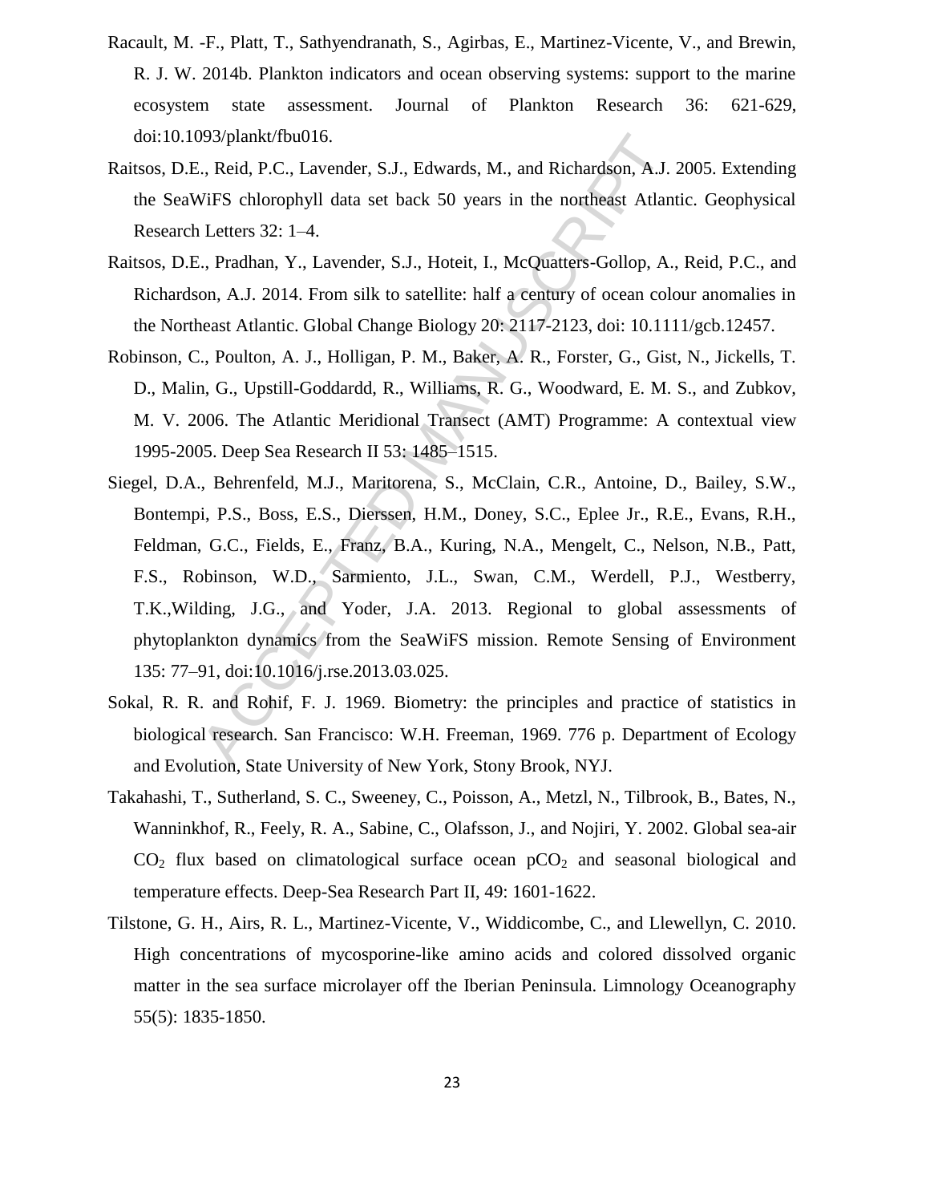Racault, M. -F., Platt, T., Sathyendranath, S., Agirbas, E., Martinez-Vicente, V., and Brewin, R. J. W. 2014b. Plankton indicators and ocean observing systems: support to the marine ecosystem state assessment. Journal of Plankton Research 36: 621-629, doi:10.1093/plankt/fbu016.

Raitsos, D.E., Reid, P.C., Lavender, S.J., Edwards, M., and Richardson, A.J. 2005. Extending the SeaWiFS chlorophyll data set back 50 years in the northeast Atlantic. Geophysical Research Letters 32: 1–4.

Raitsos, D.E., Pradhan, Y., Lavender, S.J., Hoteit, I., McQuatters-Gollop, A., Reid, P.C., and Richardson, A.J. 2014. From silk to satellite: half a century of ocean colour anomalies in the Northeast Atlantic. Global Change Biology 20: 2117-2123, doi: 10.1111/gcb.12457.

Robinson, C., Poulton, A. J., Holligan, P. M., Baker, A. R., Forster, G., Gist, N., Jickells, T. D., Malin, G., Upstill-Goddardd, R., Williams, R. G., Woodward, E. M. S., and Zubkov, M. V. 2006. The Atlantic Meridional Transect (AMT) Programme: A contextual view 1995-2005. Deep Sea Research II 53: 1485–1515.

Siegel, D.A., Behrenfeld, M.J., Maritorena, S., McClain, C.R., Antoine, D., Bailey, S.W., Bontempi, P.S., Boss, E.S., Dierssen, H.M., Doney, S.C., Eplee Jr., R.E., Evans, R.H., Feldman, G.C., Fields, E., Franz, B.A., Kuring, N.A., Mengelt, C., Nelson, N.B., Patt, F.S., Robinson, W.D., Sarmiento, J.L., Swan, C.M., Werdell, P.J., Westberry, T.K.,Wilding, J.G., and Yoder, J.A. 2013. Regional to global assessments of phytoplankton dynamics from the SeaWiFS mission. Remote Sensing of Environment 135: 77–91, doi:10.1016/j.rse.2013.03.025.

Sokal, R. R. and Rohif, F. J. 1969. Biometry: the principles and practice of statistics in biological research. San Francisco: W.H. Freeman, 1969. 776 p. Department of Ecology and Evolution, State University of New York, Stony Brook, NYJ.

Takahashi, T., Sutherland, S. C., Sweeney, C., Poisson, A., Metzl, N., Tilbrook, B., Bates, N., Wanninkhof, R., Feely, R. A., Sabine, C., Olafsson, J., and Nojiri, Y. 2002. Global sea-air $CO_2$ flux based on climatological surface ocean $pCO_2$ and seasonal biological and temperature effects. Deep-Sea Research Part II, 49: 1601-1622.

Tilstone, G. H., Airs, R. L., Martinez-Vicente, V., Widdicombe, C., and Llewellyn, C. 2010. High concentrations of mycosporine-like amino acids and colored dissolved organic matter in the sea surface microlayer off the Iberian Peninsula. Limnology Oceanography 55(5): 1835-1850.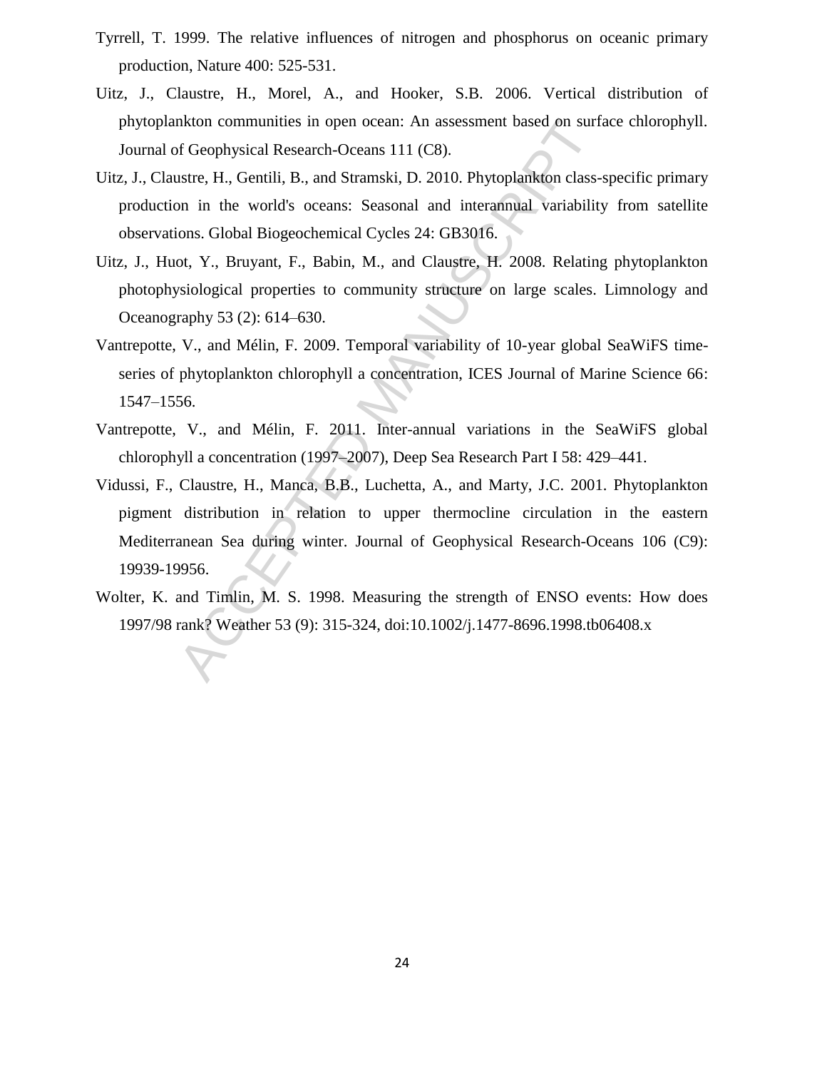Tyrrell, T. 1999. The relative influences of nitrogen and phosphorus on oceanic primary production, Nature 400: 525-531.

Uitz, J., Claustre, H., Morel, A., and Hooker, S.B. 2006. Vertical distribution of phytoplankton communities in open ocean: An assessment based on surface chlorophyll. Journal of Geophysical Research-Oceans 111 (C8).

Uitz, J., Claustre, H., Gentili, B., and Stramski, D. 2010. Phytoplankton class-specific primary production in the world's oceans: Seasonal and interannual variability from satellite observations. Global Biogeochemical Cycles 24: GB3016.

Uitz, J., Huot, Y., Bruyant, F., Babin, M., and Claustre, H. 2008. Relating phytoplankton photophysiological properties to community structure on large scales. Limnology and Oceanography 53 (2): 614–630.

Vantrepotte, V., and Mélin, F. 2009. Temporal variability of 10-year global SeaWiFS time-series of phytoplankton chlorophyll a concentration, ICES Journal of Marine Science 66: 1547–1556.

Vantrepotte, V., and Mélin, F. 2011. Inter-annual variations in the SeaWiFS global chlorophyll a concentration (1997–2007), Deep Sea Research Part I 58: 429–441.

Vidussi, F., Claustre, H., Manca, B.B., Luchetta, A., and Marty, J.C. 2001. Phytoplankton pigment distribution in relation to upper thermocline circulation in the eastern Mediterranean Sea during winter. Journal of Geophysical Research-Oceans 106 (C9): 19939-19956.

Wolter, K. and Timlin, M. S. 1998. Measuring the strength of ENSO events: How does 1997/98 rank? Weather 53 (9): 315-324, doi:10.1002/j.1477-8696.1998.tb06408.x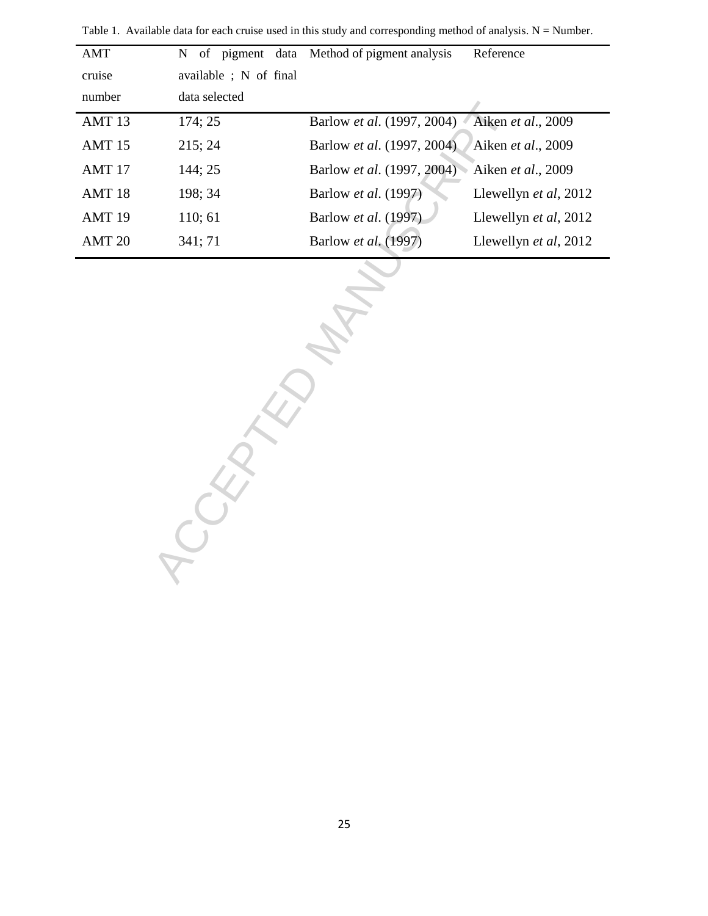Table 1. Available data for each cruise used in this study and corresponding method of analysis. N = Number.

| AMT cruise number | N of pigment data available ; N of final data selected | Method of pigment analysis | Reference |
| --- | --- | --- | --- |
| AMT 13 | 174; 25 | Barlow *et al*. (1997, 2004) | Aiken *et al*., 2009 |
| AMT 15 | 215; 24 | Barlow *et al*. (1997, 2004) | Aiken *et al*., 2009 |
| AMT 17 | 144; 25 | Barlow *et al*. (1997, 2004) | Aiken *et al*., 2009 |
| AMT 18 | 198; 34 | Barlow *et al*. (1997) | Llewellyn *et al*, 2012 |
| AMT 19 | 110; 61 | Barlow *et al*. (1997) | Llewellyn *et al*, 2012 |
| AMT 20 | 341; 71 | Barlow *et al*. (1997) | Llewellyn *et al*, 2012 |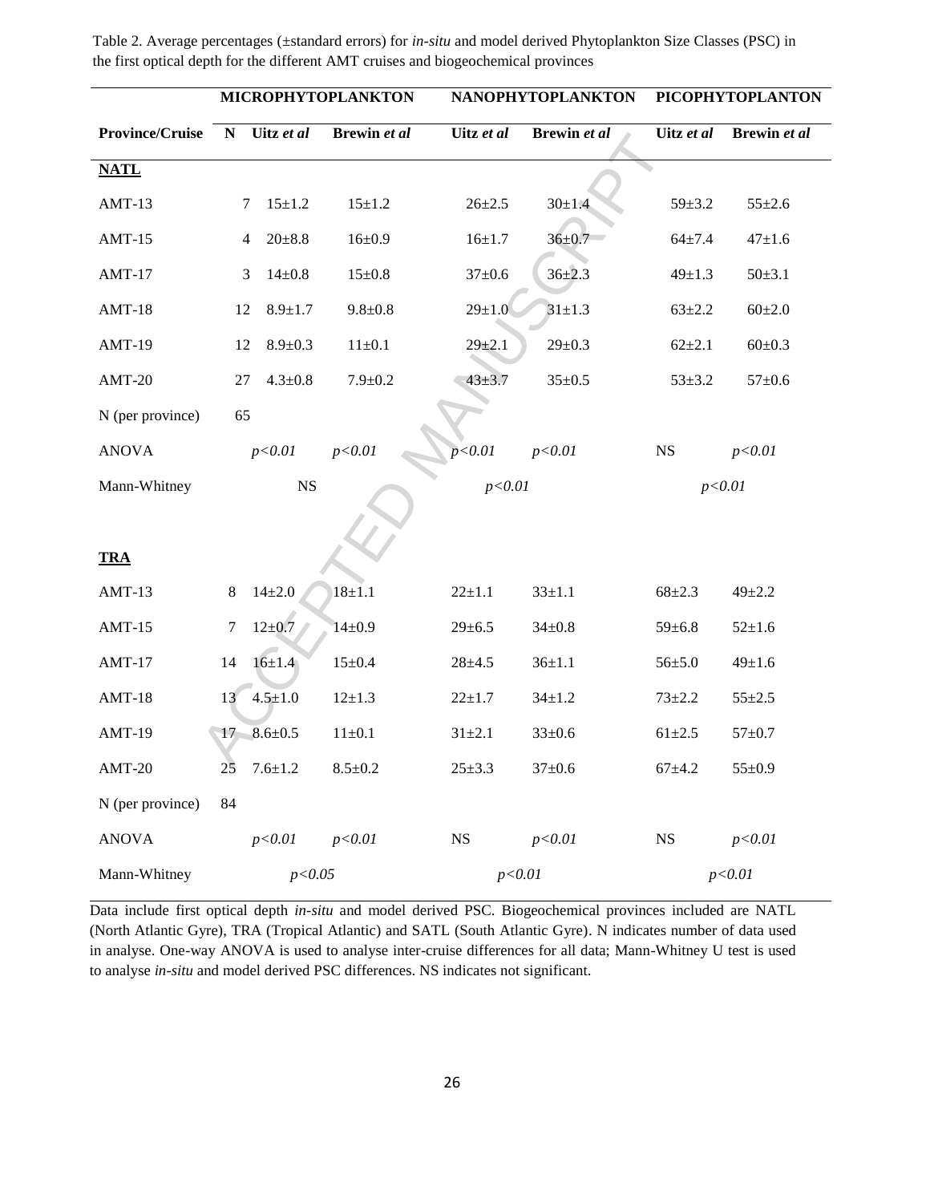Table 2. Average percentages (±standard errors) for *in-situ* and model derived Phytoplankton Size Classes (PSC) in the first optical depth for the different AMT cruises and biogeochemical provinces

| | | MICROPHYTOPLANKTON | | NANOPHYTOPLANKTON | | PICOPHYTOPLANTON | |
|---|---|---|---|---|---|---|---|
| **Province/Cruise** | **N** | **Uitz *et al*** | **Brewin *et al*** | **Uitz *et al*** | **Brewin *et al*** | **Uitz *et al*** | **Brewin *et al*** |
| **NATL** | | | | | | | |
| AMT-13 | 7 | 15±1.2 | 15±1.2 | 26±2.5 | 30±1.4 | 59±3.2 | 55±2.6 |
| AMT-15 | 4 | 20±8.8 | 16±0.9 | 16±1.7 | 36±0.7 | 64±7.4 | 47±1.6 |
| AMT-17 | 3 | 14±0.8 | 15±0.8 | 37±0.6 | 36±2.3 | 49±1.3 | 50±3.1 |
| AMT-18 | 12 | 8.9±1.7 | 9.8±0.8 | 29±1.0 | 31±1.3 | 63±2.2 | 60±2.0 |
| AMT-19 | 12 | 8.9±0.3 | 11±0.1 | 29±2.1 | 29±0.3 | 62±2.1 | 60±0.3 |
| AMT-20 | 27 | 4.3±0.8 | 7.9±0.2 | 43±3.7 | 35±0.5 | 53±3.2 | 57±0.6 |
| N (per province) | 65 | | | | | | |
| ANOVA | | *p<0.01* | *p<0.01* | *p<0.01* | *p<0.01* | NS | *p<0.01* |
| Mann-Whitney | | NS | | *p<0.01* | | *p<0.01* | |
| **TRA** | | | | | | | |
| AMT-13 | 8 | 14±2.0 | 18±1.1 | 22±1.1 | 33±1.1 | 68±2.3 | 49±2.2 |
| AMT-15 | 7 | 12±0.7 | 14±0.9 | 29±6.5 | 34±0.8 | 59±6.8 | 52±1.6 |
| AMT-17 | 14 | 16±1.4 | 15±0.4 | 28±4.5 | 36±1.1 | 56±5.0 | 49±1.6 |
| AMT-18 | 13 | 4.5±1.0 | 12±1.3 | 22±1.7 | 34±1.2 | 73±2.2 | 55±2.5 |
| AMT-19 | 17 | 8.6±0.5 | 11±0.1 | 31±2.1 | 33±0.6 | 61±2.5 | 57±0.7 |
| AMT-20 | 25 | 7.6±1.2 | 8.5±0.2 | 25±3.3 | 37±0.6 | 67±4.2 | 55±0.9 |
| N (per province) | 84 | | | | | | |
| ANOVA | | *p<0.01* | *p<0.01* | NS | *p<0.01* | NS | *p<0.01* |
| Mann-Whitney | | *p<0.05* | | *p<0.01* | | *p<0.01* | |

Data include first optical depth *in-situ* and model derived PSC. Biogeochemical provinces included are NATL (North Atlantic Gyre), TRA (Tropical Atlantic) and SATL (South Atlantic Gyre). N indicates number of data used in analyse. One-way ANOVA is used to analyse inter-cruise differences for all data; Mann-Whitney U test is used to analyse *in-situ* and model derived PSC differences. NS indicates not significant.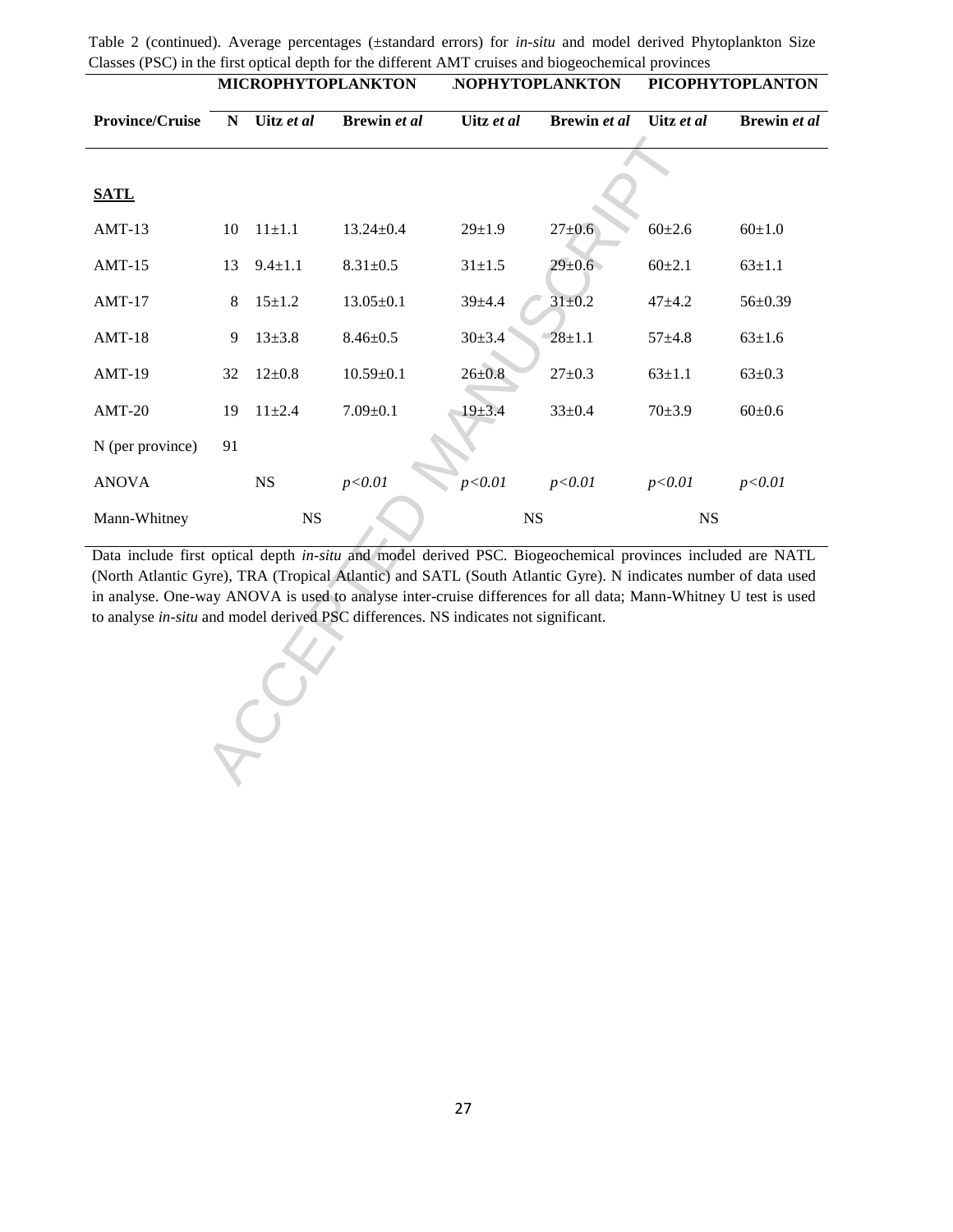Table 2 (continued). Average percentages (±standard errors) for *in-situ* and model derived Phytoplankton Size Classes (PSC) in the first optical depth for the different AMT cruises and biogeochemical provinces

| | | MICROPHYTOPLANKTON | | NANOPHYTOPLANKTON | | PICOPHYTOPLANTON | |
|---|---|---|---|---|---|---|---|
| **Province/Cruise** | **N** | **Uitz *et al*** | **Brewin *et al*** | **Uitz *et al*** | **Brewin *et al*** | **Uitz *et al*** | **Brewin *et al*** |
| **SATL** | | | | | | | |
| AMT-13 | 10 | 11±1.1 | 13.24±0.4 | 29±1.9 | 27±0.6 | 60±2.6 | 60±1.0 |
| AMT-15 | 13 | 9.4±1.1 | 8.31±0.5 | 31±1.5 | 29±0.6 | 60±2.1 | 63±1.1 |
| AMT-17 | 8 | 15±1.2 | 13.05±0.1 | 39±4.4 | 31±0.2 | 47±4.2 | 56±0.39 |
| AMT-18 | 9 | 13±3.8 | 8.46±0.5 | 30±3.4 | 28±1.1 | 57±4.8 | 63±1.6 |
| AMT-19 | 32 | 12±0.8 | 10.59±0.1 | 26±0.8 | 27±0.3 | 63±1.1 | 63±0.3 |
| AMT-20 | 19 | 11±2.4 | 7.09±0.1 | 19±3.4 | 33±0.4 | 70±3.9 | 60±0.6 |
| N (per province) | 91 | | | | | | |
| ANOVA | | NS | *p<0.01* | *p<0.01* | *p<0.01* | *p<0.01* | *p<0.01* |
| Mann-Whitney | | NS | | NS | | NS | |

Data include first optical depth *in-situ* and model derived PSC. Biogeochemical provinces included are NATL (North Atlantic Gyre), TRA (Tropical Atlantic) and SATL (South Atlantic Gyre). N indicates number of data used in analyse. One-way ANOVA is used to analyse inter-cruise differences for all data; Mann-Whitney U test is used to analyse *in-situ* and model derived PSC differences. NS indicates not significant.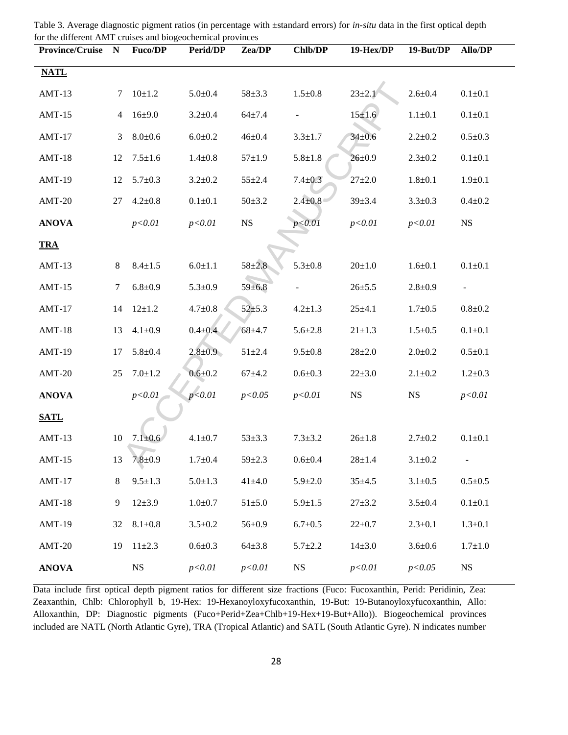Table 3. Average diagnostic pigment ratios (in percentage with ±standard errors) for *in-situ* data in the first optical depth for the different AMT cruises and biogeochemical provinces

| Province/Cruise | N | Fuco/DP | Perid/DP | Zea/DP | Chlb/DP | 19-Hex/DP | 19-But/DP | Allo/DP |
|---|---|---|---|---|---|---|---|---|
| **NATL** | | | | | | | | |
| AMT-13 | 7 | 10±1.2 | 5.0±0.4 | 58±3.3 | 1.5±0.8 | 23±2.1 | 2.6±0.4 | 0.1±0.1 |
| AMT-15 | 4 | 16±9.0 | 3.2±0.4 | 64±7.4 | - | 15±1.6 | 1.1±0.1 | 0.1±0.1 |
| AMT-17 | 3 | 8.0±0.6 | 6.0±0.2 | 46±0.4 | 3.3±1.7 | 34±0.6 | 2.2±0.2 | 0.5±0.3 |
| AMT-18 | 12 | 7.5±1.6 | 1.4±0.8 | 57±1.9 | 5.8±1.8 | 26±0.9 | 2.3±0.2 | 0.1±0.1 |
| AMT-19 | 12 | 5.7±0.3 | 3.2±0.2 | 55±2.4 | 7.4±0.3 | 27±2.0 | 1.8±0.1 | 1.9±0.1 |
| AMT-20 | 27 | 4.2±0.8 | 0.1±0.1 | 50±3.2 | 2.4±0.8 | 39±3.4 | 3.3±0.3 | 0.4±0.2 |
| **ANOVA** | | *p<0.01* | *p<0.01* | NS | *p<0.01* | *p<0.01* | *p<0.01* | NS |
| **TRA** | | | | | | | | |
| AMT-13 | 8 | 8.4±1.5 | 6.0±1.1 | 58±2.8 | 5.3±0.8 | 20±1.0 | 1.6±0.1 | 0.1±0.1 |
| AMT-15 | 7 | 6.8±0.9 | 5.3±0.9 | 59±6.8 | - | 26±5.5 | 2.8±0.9 | - |
| AMT-17 | 14 | 12±1.2 | 4.7±0.8 | 52±5.3 | 4.2±1.3 | 25±4.1 | 1.7±0.5 | 0.8±0.2 |
| AMT-18 | 13 | 4.1±0.9 | 0.4±0.4 | 68±4.7 | 5.6±2.8 | 21±1.3 | 1.5±0.5 | 0.1±0.1 |
| AMT-19 | 17 | 5.8±0.4 | 2.8±0.9 | 51±2.4 | 9.5±0.8 | 28±2.0 | 2.0±0.2 | 0.5±0.1 |
| AMT-20 | 25 | 7.0±1.2 | 0.6±0.2 | 67±4.2 | 0.6±0.3 | 22±3.0 | 2.1±0.2 | 1.2±0.3 |
| **ANOVA** | | *p<0.01* | *p<0.01* | *p<0.05* | *p<0.01* | NS | NS | *p<0.01* |
| **SATL** | | | | | | | | |
| AMT-13 | 10 | 7.1±0.6 | 4.1±0.7 | 53±3.3 | 7.3±3.2 | 26±1.8 | 2.7±0.2 | 0.1±0.1 |
| AMT-15 | 13 | 7.8±0.9 | 1.7±0.4 | 59±2.3 | 0.6±0.4 | 28±1.4 | 3.1±0.2 | - |
| AMT-17 | 8 | 9.5±1.3 | 5.0±1.3 | 41±4.0 | 5.9±2.0 | 35±4.5 | 3.1±0.5 | 0.5±0.5 |
| AMT-18 | 9 | 12±3.9 | 1.0±0.7 | 51±5.0 | 5.9±1.5 | 27±3.2 | 3.5±0.4 | 0.1±0.1 |
| AMT-19 | 32 | 8.1±0.8 | 3.5±0.2 | 56±0.9 | 6.7±0.5 | 22±0.7 | 2.3±0.1 | 1.3±0.1 |
| AMT-20 | 19 | 11±2.3 | 0.6±0.3 | 64±3.8 | 5.7±2.2 | 14±3.0 | 3.6±0.6 | 1.7±1.0 |
| **ANOVA** | | NS | *p<0.01* | *p<0.01* | NS | *p<0.01* | *p<0.05* | NS |

Data include first optical depth pigment ratios for different size fractions (Fuco: Fucoxanthin, Perid: Peridinin, Zea: Zeaxanthin, Chlb: Chlorophyll b, 19-Hex: 19-Hexanoyloxyfucoxanthin, 19-But: 19-Butanoyloxyfucoxanthin, Allo: Alloxanthin, DP: Diagnostic pigments (Fuco+Perid+Zea+Chlb+19-Hex+19-But+Allo)). Biogeochemical provinces included are NATL (North Atlantic Gyre), TRA (Tropical Atlantic) and SATL (South Atlantic Gyre). N indicates number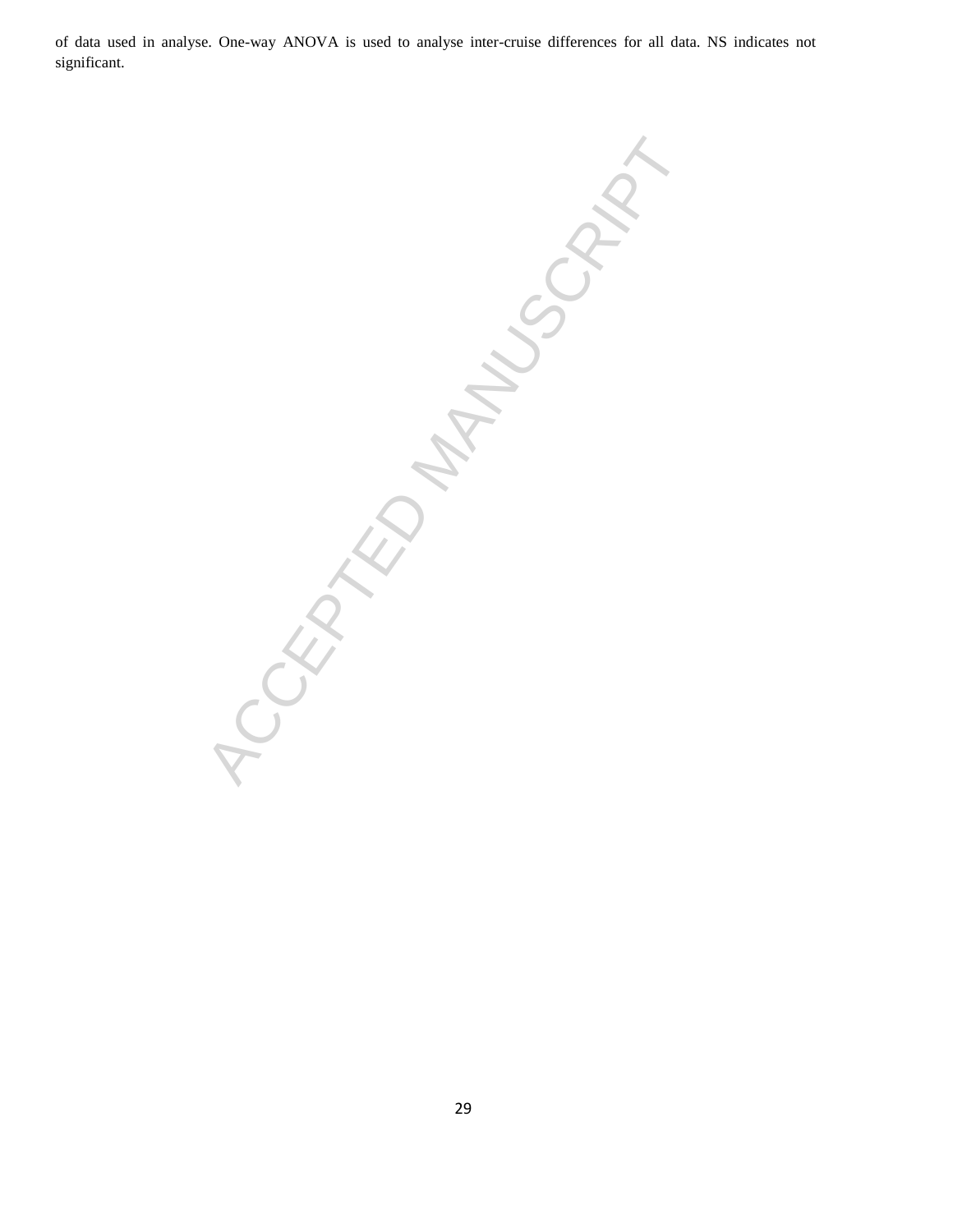of data used in analyse. One-way ANOVA is used to analyse inter-cruise differences for all data. NS indicates not significant.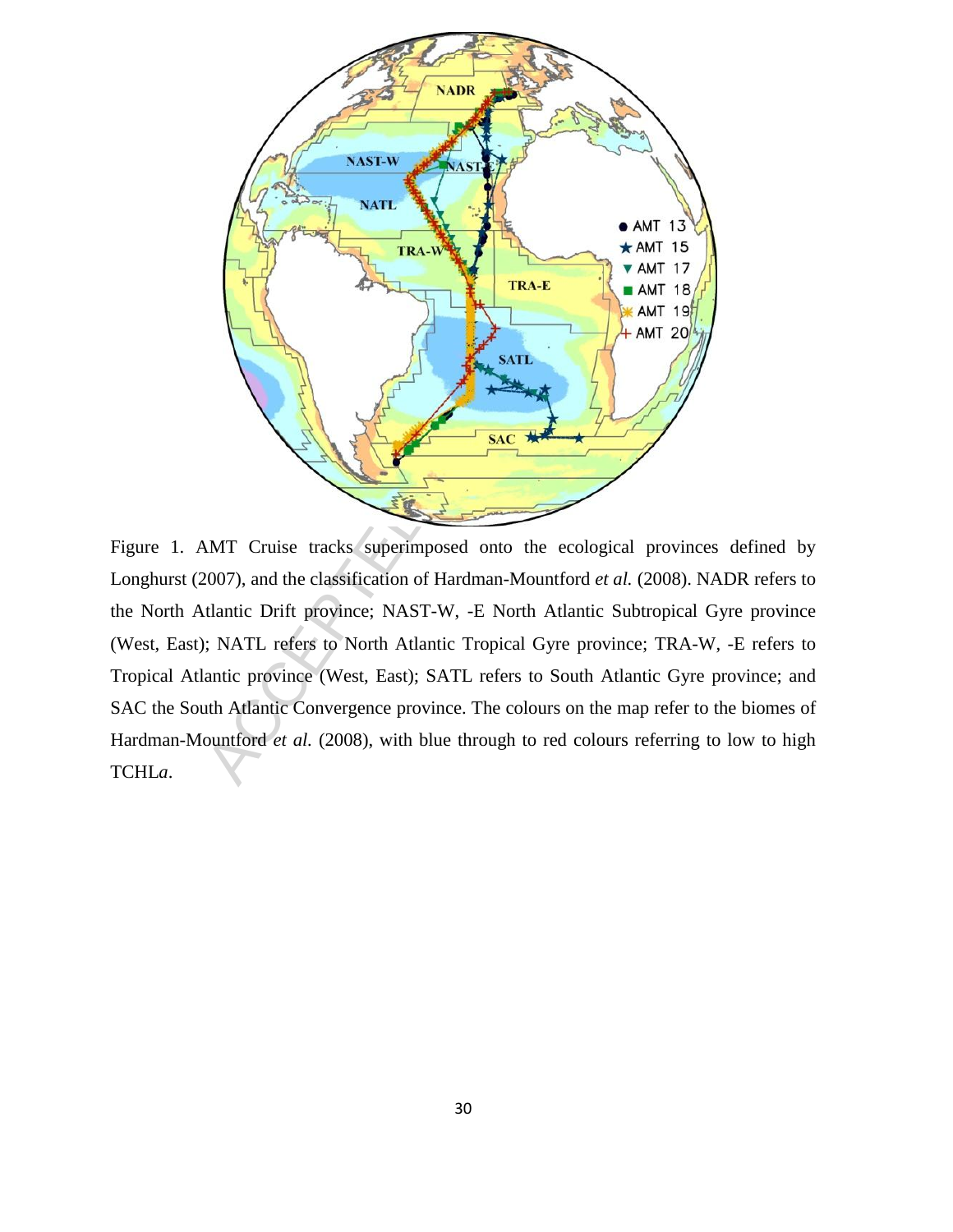Figure 1. AMT Cruise tracks superimposed onto the ecological provinces defined by Longhurst (2007), and the classification of Hardman-Mountford *et al.* (2008). NADR refers to the North Atlantic Drift province; NAST-W, -E North Atlantic Subtropical Gyre province (West, East); NATL refers to North Atlantic Tropical Gyre province; TRA-W, -E refers to Tropical Atlantic province (West, East); SATL refers to South Atlantic Gyre province; and SAC the South Atlantic Convergence province. The colours on the map refer to the biomes of Hardman-Mountford *et al.* (2008), with blue through to red colours referring to low to high TCHL*a*.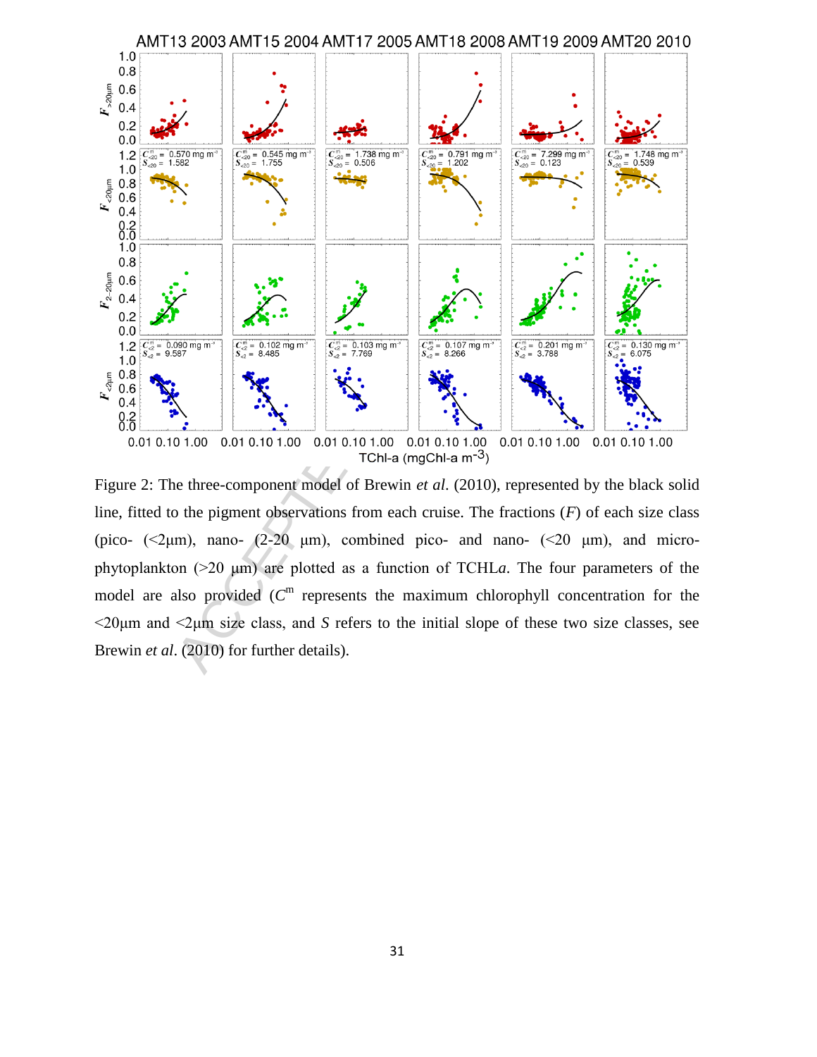Figure 2: The three-component model of Brewin *et al.* (2010), represented by the black solid line, fitted to the pigment observations from each cruise. The fractions ($F$) of each size class (pico- (<2μm), nano- (2-20 μm), combined pico- and nano- (<20 μm), and micro-phytoplankton (>20 μm) are plotted as a function of TCHL*a*. The four parameters of the model are also provided ($C^m$ represents the maximum chlorophyll concentration for the <20μm and <2μm size class, and $S$ refers to the initial slope of these two size classes, see Brewin *et al*. (2010) for further details).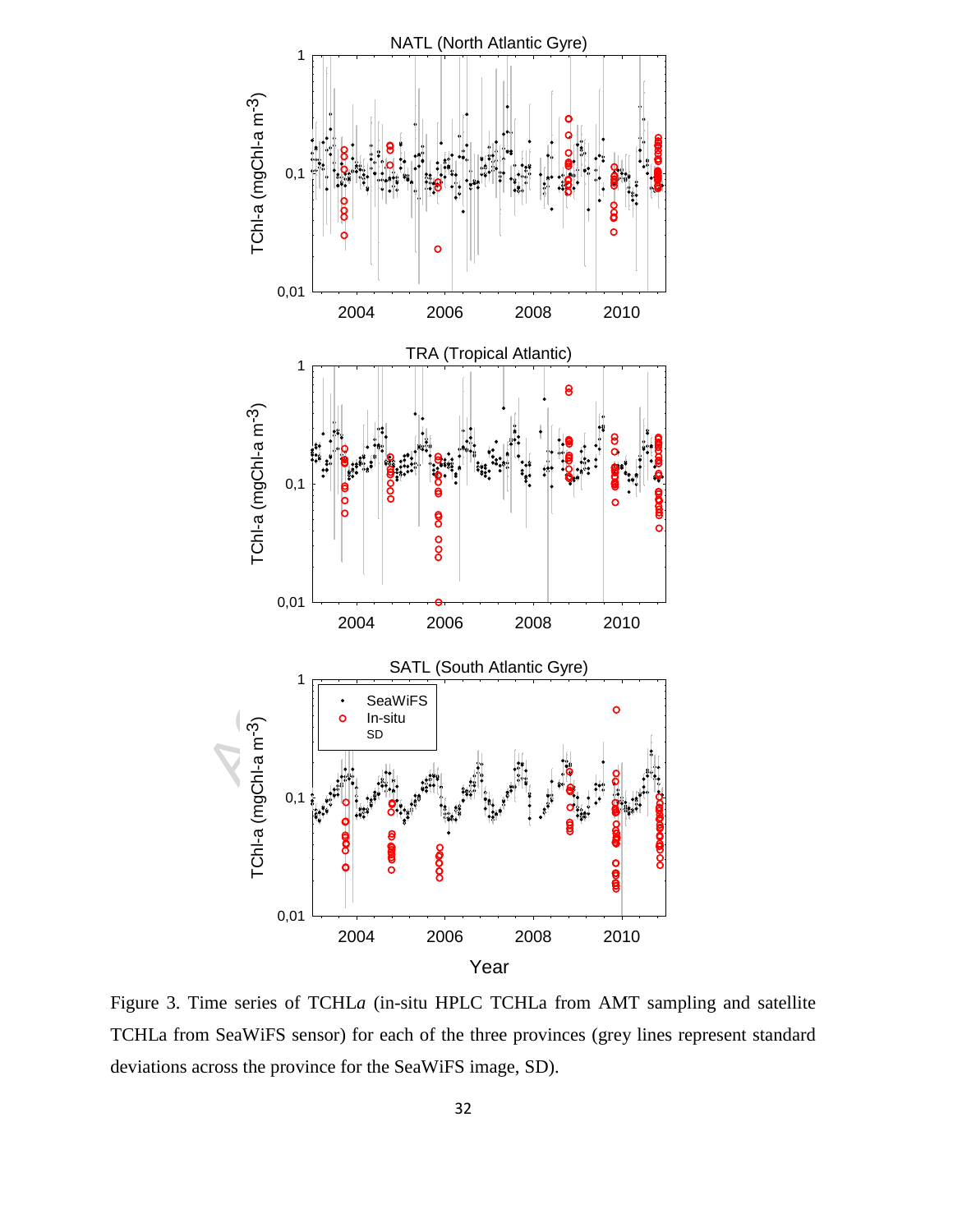Figure 3. Time series of TCHL*a* (in-situ HPLC TCHLa from AMT sampling and satellite TCHLa from SeaWiFS sensor) for each of the three provinces (grey lines represent standard deviations across the province for the SeaWiFS image, SD).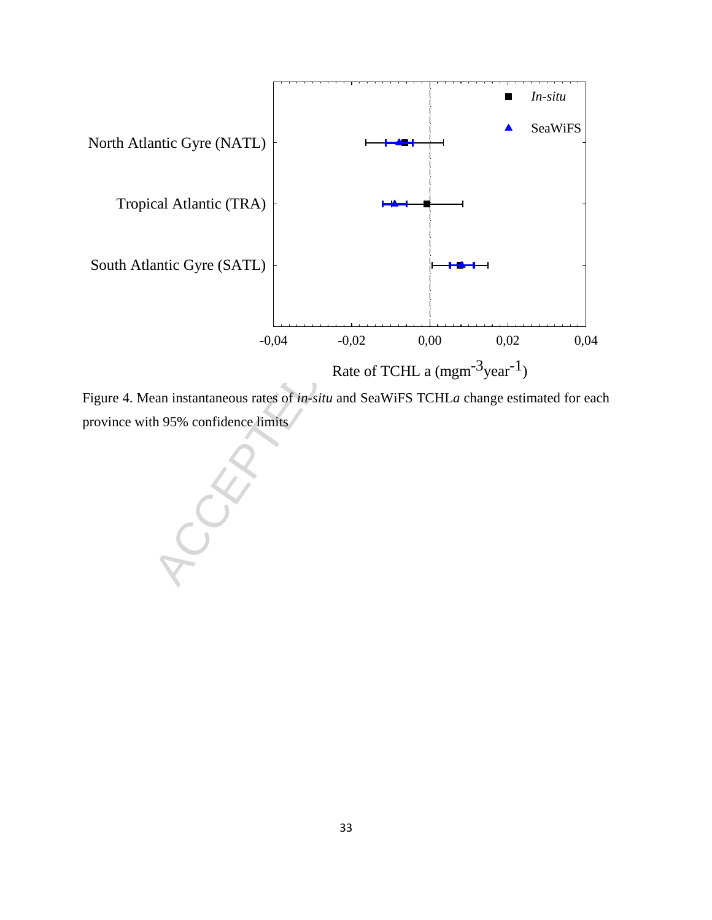Figure 4. Mean instantaneous rates of *in-situ* and SeaWiFS TCHL*a* change estimated for each province with 95% confidence limits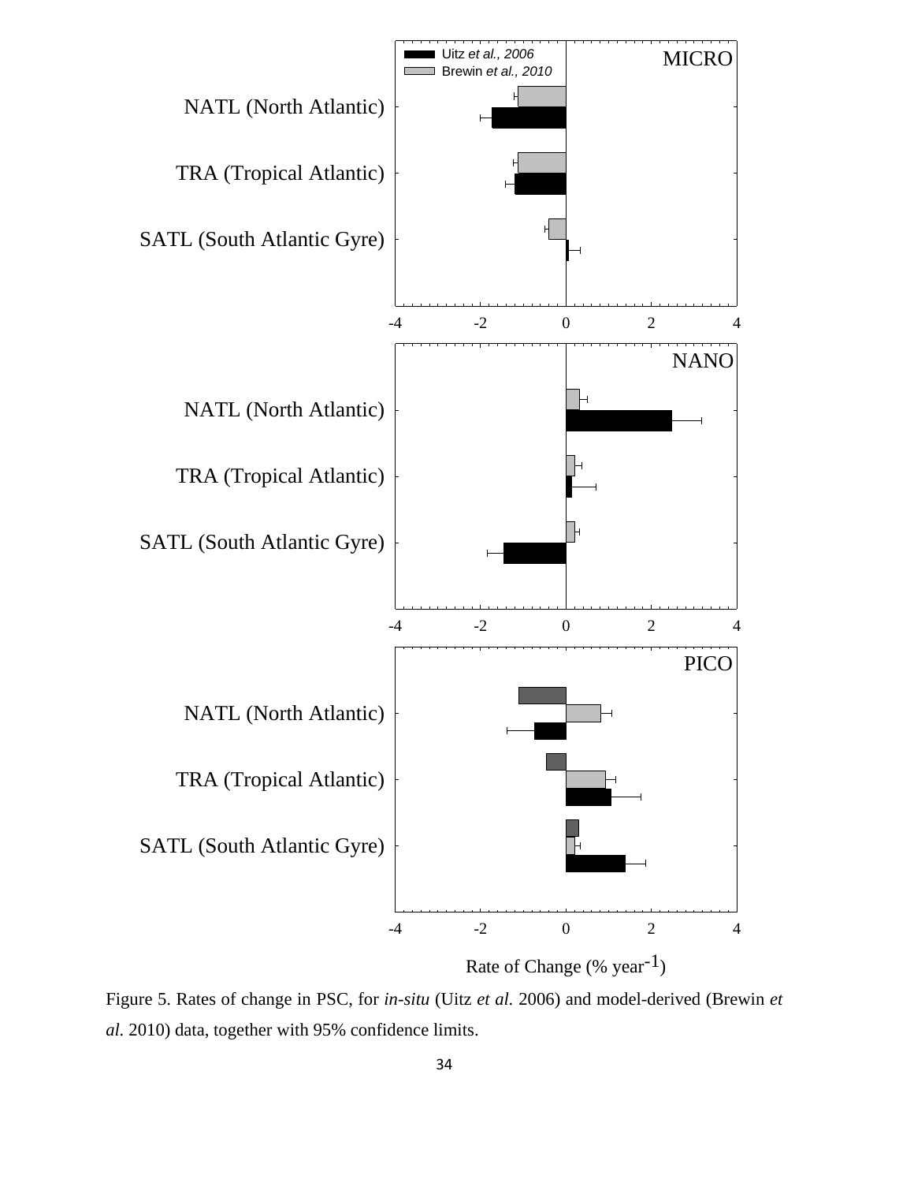Figure 5. Rates of change in PSC, for *in-situ* (Uitz *et al.* 2006) and model-derived (Brewin *et al.* 2010) data, together with 95% confidence limits.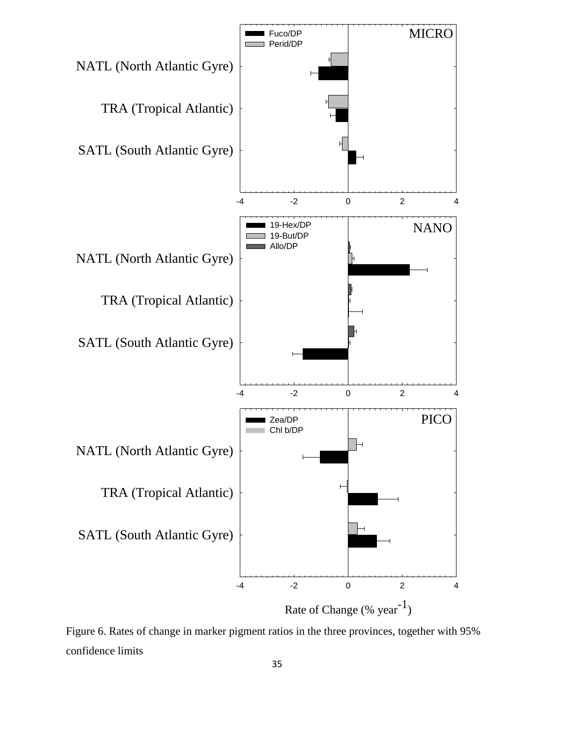Figure 6. Rates of change in marker pigment ratios in the three provinces, together with 95% confidence limits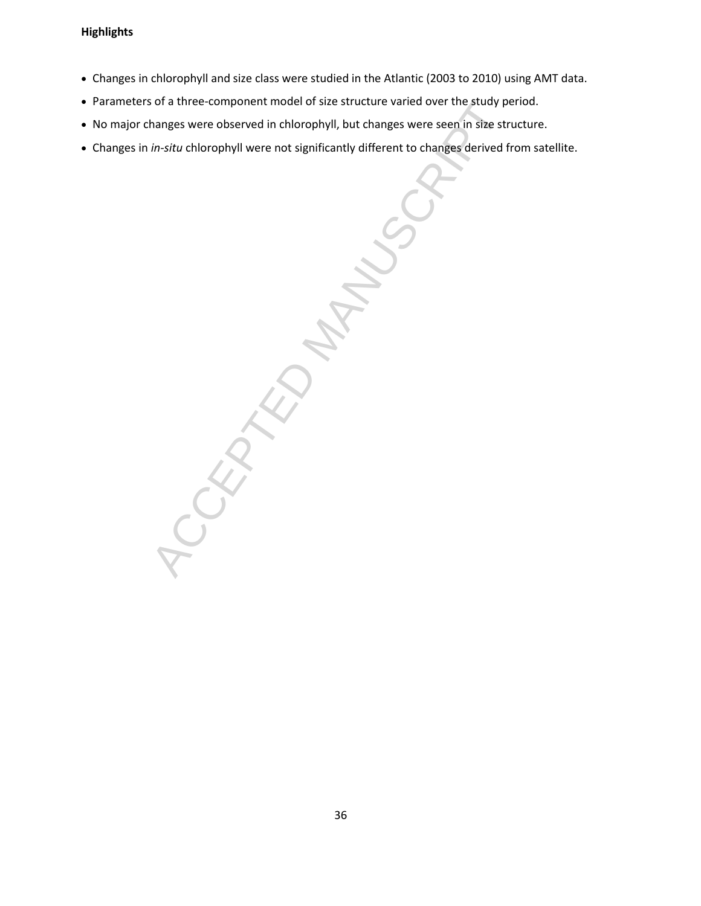**Highlights**

- Changes in chlorophyll and size class were studied in the Atlantic (2003 to 2010) using AMT data.
- Parameters of a three-component model of size structure varied over the study period.
- No major changes were observed in chlorophyll, but changes were seen in size structure.
- Changes in *in-situ* chlorophyll were not significantly different to changes derived from satellite.